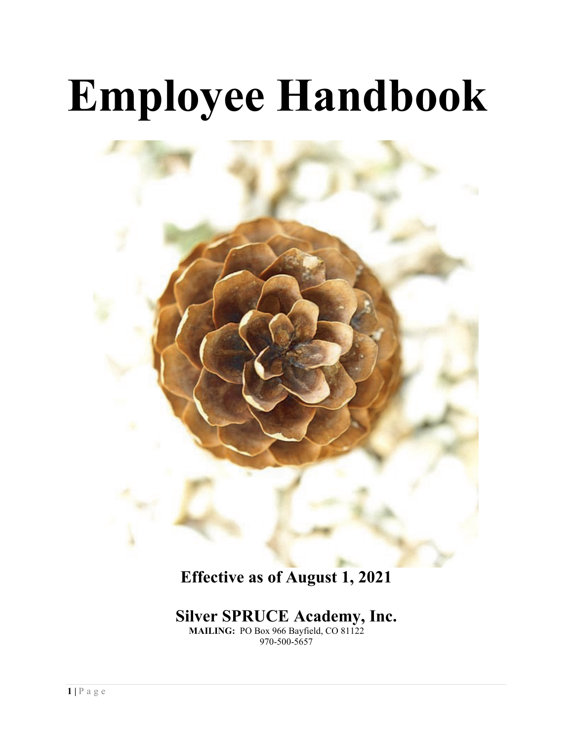# Employee Handbook

**Effective as of August 1, 2021**

**Silver SPRUCE Academy, Inc.**

**MAILING:** PO Box 966 Bayfield, CO 81122

970-500-5657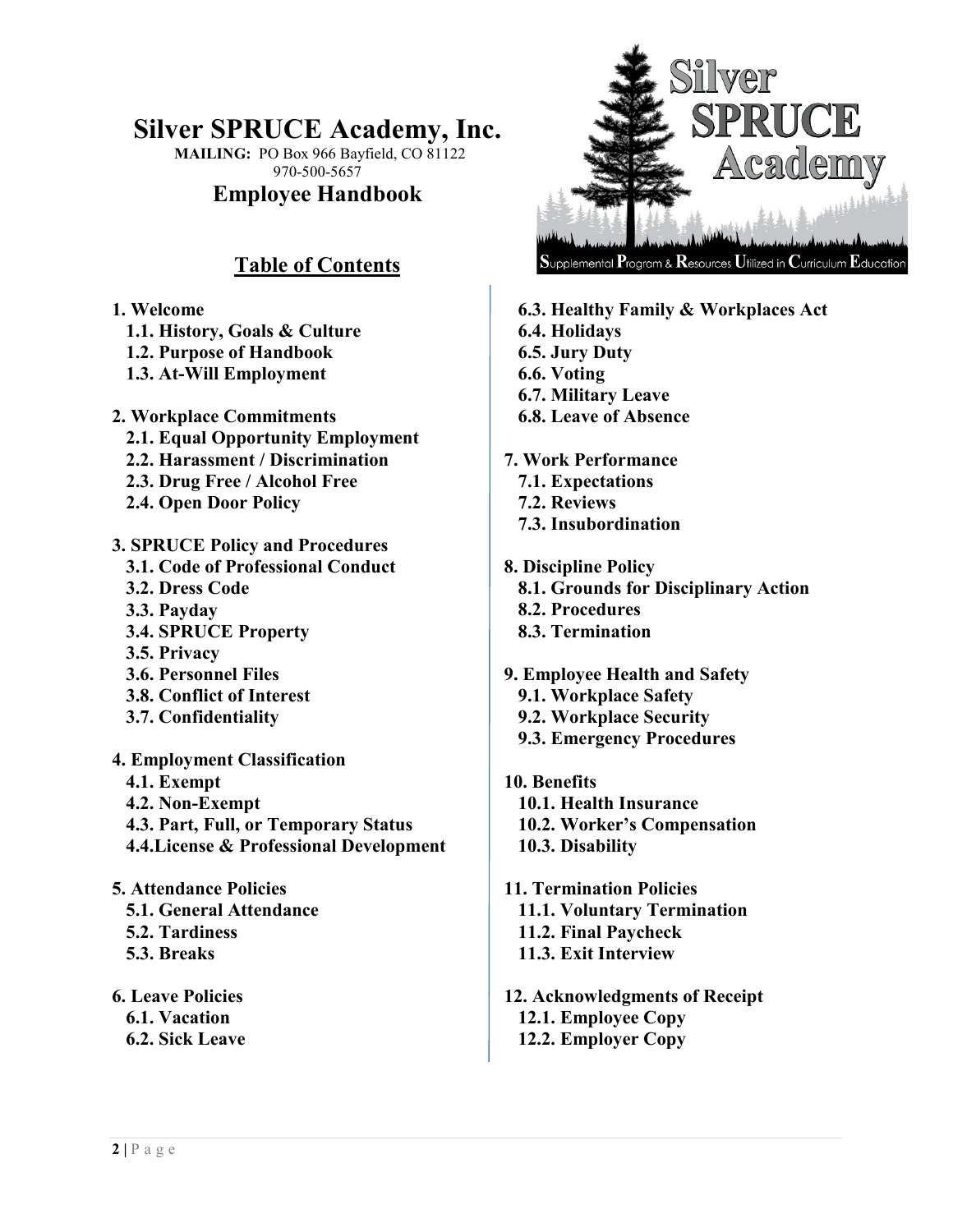# Silver SPRUCE Academy, Inc.

**MAILING:** PO Box 966 Bayfield, CO 81122
970-500-5657

## Employee Handbook

Supplemental Program & Resources Utilized in Curriculum Education

## Table of Contents

**1. Welcome**
- **1.1. History, Goals & Culture**
- **1.2. Purpose of Handbook**
- **1.3. At-Will Employment**

**2. Workplace Commitments**
- **2.1. Equal Opportunity Employment**
- **2.2. Harassment / Discrimination**
- **2.3. Drug Free / Alcohol Free**
- **2.4. Open Door Policy**

**3. SPRUCE Policy and Procedures**
- **3.1. Code of Professional Conduct**
- **3.2. Dress Code**
- **3.3. Payday**
- **3.4. SPRUCE Property**
- **3.5. Privacy**
- **3.6. Personnel Files**
- **3.8. Conflict of Interest**
- **3.7. Confidentiality**

**4. Employment Classification**
- **4.1. Exempt**
- **4.2. Non-Exempt**
- **4.3. Part, Full, or Temporary Status**
- **4.4.License & Professional Development**

**5. Attendance Policies**
- **5.1. General Attendance**
- **5.2. Tardiness**
- **5.3. Breaks**

**6. Leave Policies**
- **6.1. Vacation**
- **6.2. Sick Leave**
- **6.3. Healthy Family & Workplaces Act**
- **6.4. Holidays**
- **6.5. Jury Duty**
- **6.6. Voting**
- **6.7. Military Leave**
- **6.8. Leave of Absence**

**7. Work Performance**
- **7.1. Expectations**
- **7.2. Reviews**
- **7.3. Insubordination**

**8. Discipline Policy**
- **8.1. Grounds for Disciplinary Action**
- **8.2. Procedures**
- **8.3. Termination**

**9. Employee Health and Safety**
- **9.1. Workplace Safety**
- **9.2. Workplace Security**
- **9.3. Emergency Procedures**

**10. Benefits**
- **10.1. Health Insurance**
- **10.2. Worker's Compensation**
- **10.3. Disability**

**11. Termination Policies**
- **11.1. Voluntary Termination**
- **11.2. Final Paycheck**
- **11.3. Exit Interview**

**12. Acknowledgments of Receipt**
- **12.1. Employee Copy**
- **12.2. Employer Copy**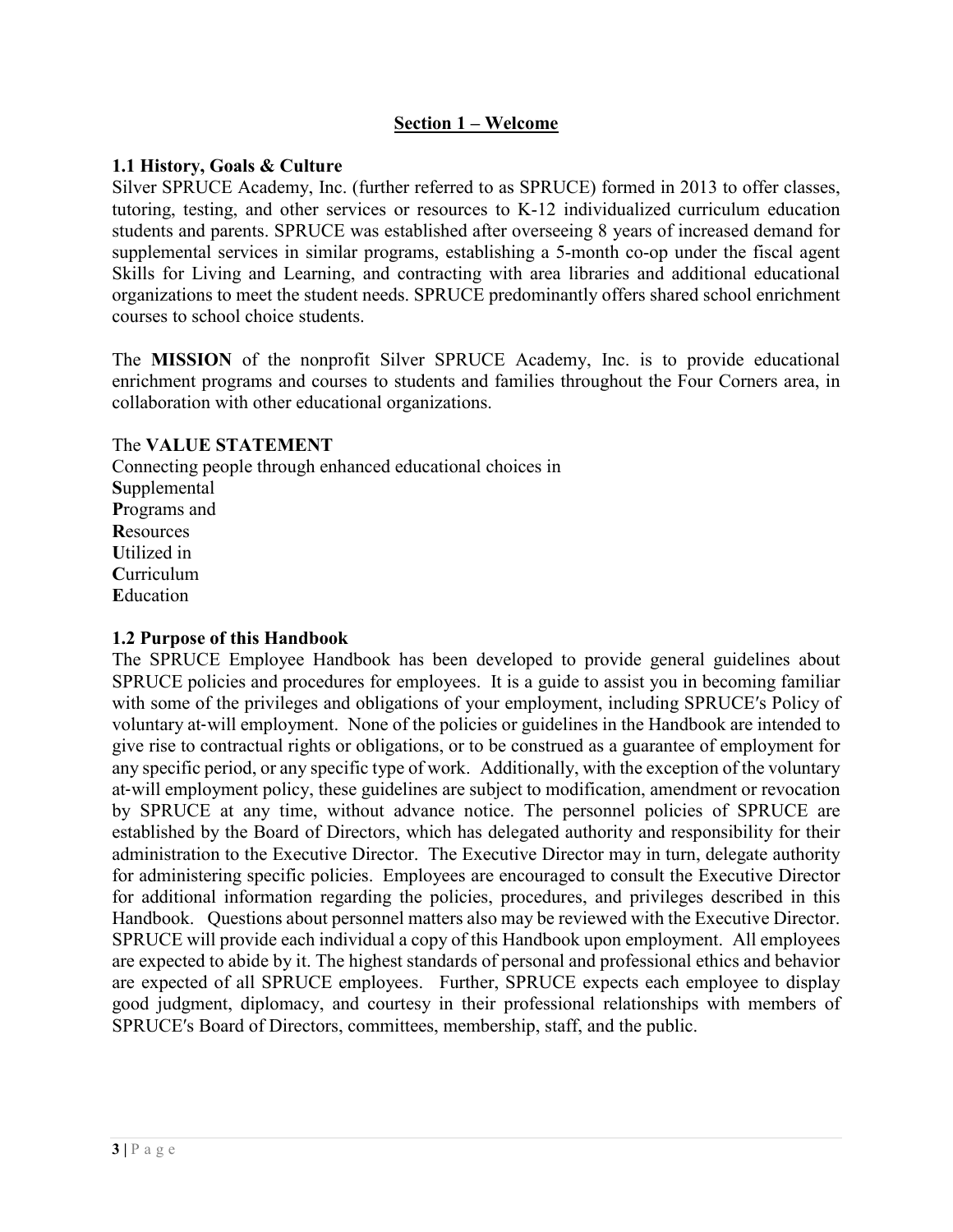## Section 1 – Welcome

### 1.1 History, Goals & Culture

Silver SPRUCE Academy, Inc. (further referred to as SPRUCE) formed in 2013 to offer classes, tutoring, testing, and other services or resources to K-12 individualized curriculum education students and parents. SPRUCE was established after overseeing 8 years of increased demand for supplemental services in similar programs, establishing a 5-month co-op under the fiscal agent Skills for Living and Learning, and contracting with area libraries and additional educational organizations to meet the student needs. SPRUCE predominantly offers shared school enrichment courses to school choice students.

The **MISSION** of the nonprofit Silver SPRUCE Academy, Inc. is to provide educational enrichment programs and courses to students and families throughout the Four Corners area, in collaboration with other educational organizations.

The **VALUE STATEMENT**

Connecting people through enhanced educational choices in
**S**upplemental
**P**rograms and
**R**esources
**U**tilized in
**C**urriculum
**E**ducation

### 1.2 Purpose of this Handbook

The SPRUCE Employee Handbook has been developed to provide general guidelines about SPRUCE policies and procedures for employees. It is a guide to assist you in becoming familiar with some of the privileges and obligations of your employment, including SPRUCE′s Policy of voluntary at-will employment. None of the policies or guidelines in the Handbook are intended to give rise to contractual rights or obligations, or to be construed as a guarantee of employment for any specific period, or any specific type of work. Additionally, with the exception of the voluntary at-will employment policy, these guidelines are subject to modification, amendment or revocation by SPRUCE at any time, without advance notice. The personnel policies of SPRUCE are established by the Board of Directors, which has delegated authority and responsibility for their administration to the Executive Director. The Executive Director may in turn, delegate authority for administering specific policies. Employees are encouraged to consult the Executive Director for additional information regarding the policies, procedures, and privileges described in this Handbook. Questions about personnel matters also may be reviewed with the Executive Director. SPRUCE will provide each individual a copy of this Handbook upon employment. All employees are expected to abide by it. The highest standards of personal and professional ethics and behavior are expected of all SPRUCE employees. Further, SPRUCE expects each employee to display good judgment, diplomacy, and courtesy in their professional relationships with members of SPRUCE′s Board of Directors, committees, membership, staff, and the public.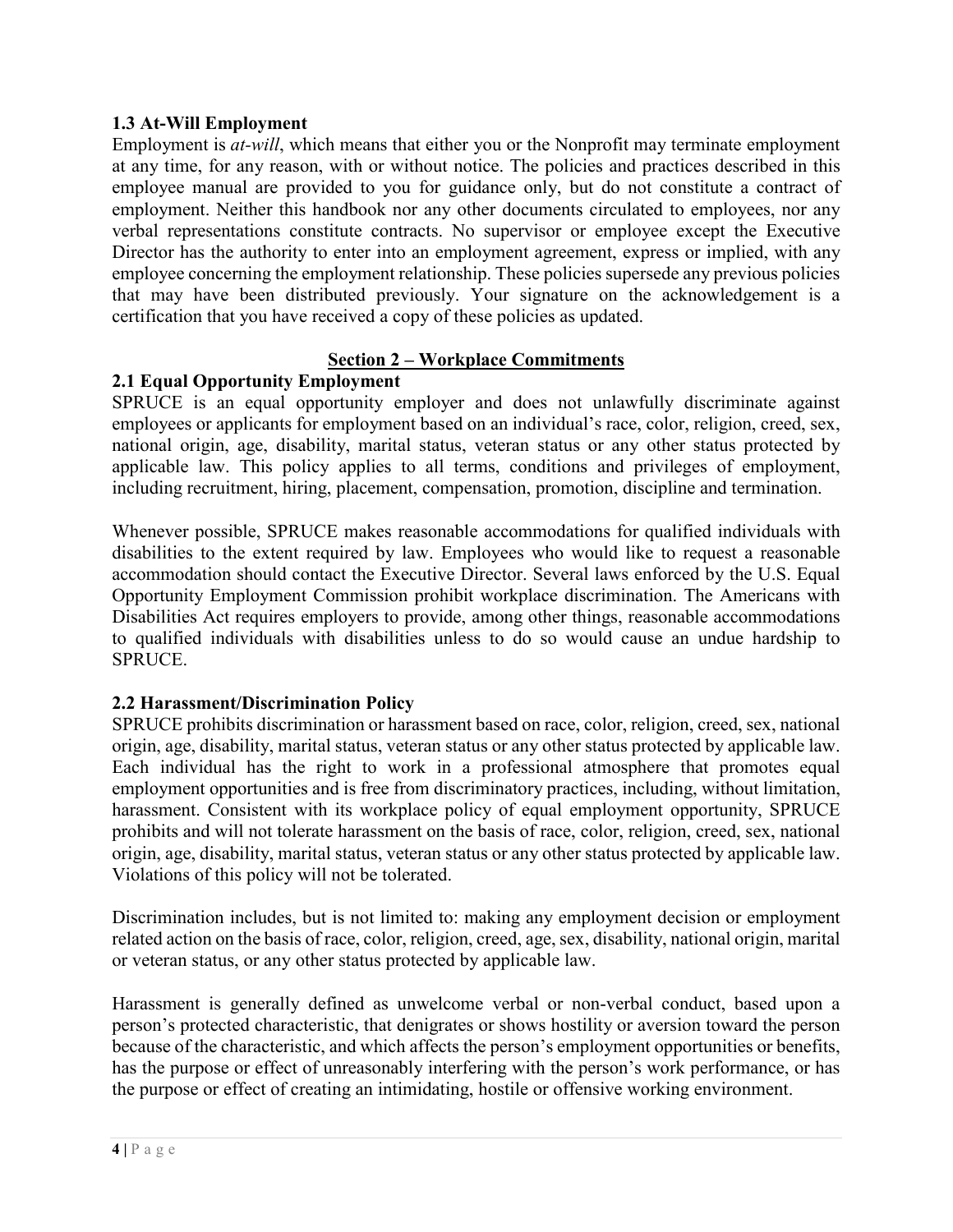### 1.3 At-Will Employment

Employment is *at-will*, which means that either you or the Nonprofit may terminate employment at any time, for any reason, with or without notice. The policies and practices described in this employee manual are provided to you for guidance only, but do not constitute a contract of employment. Neither this handbook nor any other documents circulated to employees, nor any verbal representations constitute contracts. No supervisor or employee except the Executive Director has the authority to enter into an employment agreement, express or implied, with any employee concerning the employment relationship. These policies supersede any previous policies that may have been distributed previously. Your signature on the acknowledgement is a certification that you have received a copy of these policies as updated.

## Section 2 – Workplace Commitments

### 2.1 Equal Opportunity Employment

SPRUCE is an equal opportunity employer and does not unlawfully discriminate against employees or applicants for employment based on an individual's race, color, religion, creed, sex, national origin, age, disability, marital status, veteran status or any other status protected by applicable law. This policy applies to all terms, conditions and privileges of employment, including recruitment, hiring, placement, compensation, promotion, discipline and termination.

Whenever possible, SPRUCE makes reasonable accommodations for qualified individuals with disabilities to the extent required by law. Employees who would like to request a reasonable accommodation should contact the Executive Director. Several laws enforced by the U.S. Equal Opportunity Employment Commission prohibit workplace discrimination. The Americans with Disabilities Act requires employers to provide, among other things, reasonable accommodations to qualified individuals with disabilities unless to do so would cause an undue hardship to SPRUCE.

### 2.2 Harassment/Discrimination Policy

SPRUCE prohibits discrimination or harassment based on race, color, religion, creed, sex, national origin, age, disability, marital status, veteran status or any other status protected by applicable law. Each individual has the right to work in a professional atmosphere that promotes equal employment opportunities and is free from discriminatory practices, including, without limitation, harassment. Consistent with its workplace policy of equal employment opportunity, SPRUCE prohibits and will not tolerate harassment on the basis of race, color, religion, creed, sex, national origin, age, disability, marital status, veteran status or any other status protected by applicable law. Violations of this policy will not be tolerated.

Discrimination includes, but is not limited to: making any employment decision or employment related action on the basis of race, color, religion, creed, age, sex, disability, national origin, marital or veteran status, or any other status protected by applicable law.

Harassment is generally defined as unwelcome verbal or non-verbal conduct, based upon a person's protected characteristic, that denigrates or shows hostility or aversion toward the person because of the characteristic, and which affects the person's employment opportunities or benefits, has the purpose or effect of unreasonably interfering with the person's work performance, or has the purpose or effect of creating an intimidating, hostile or offensive working environment.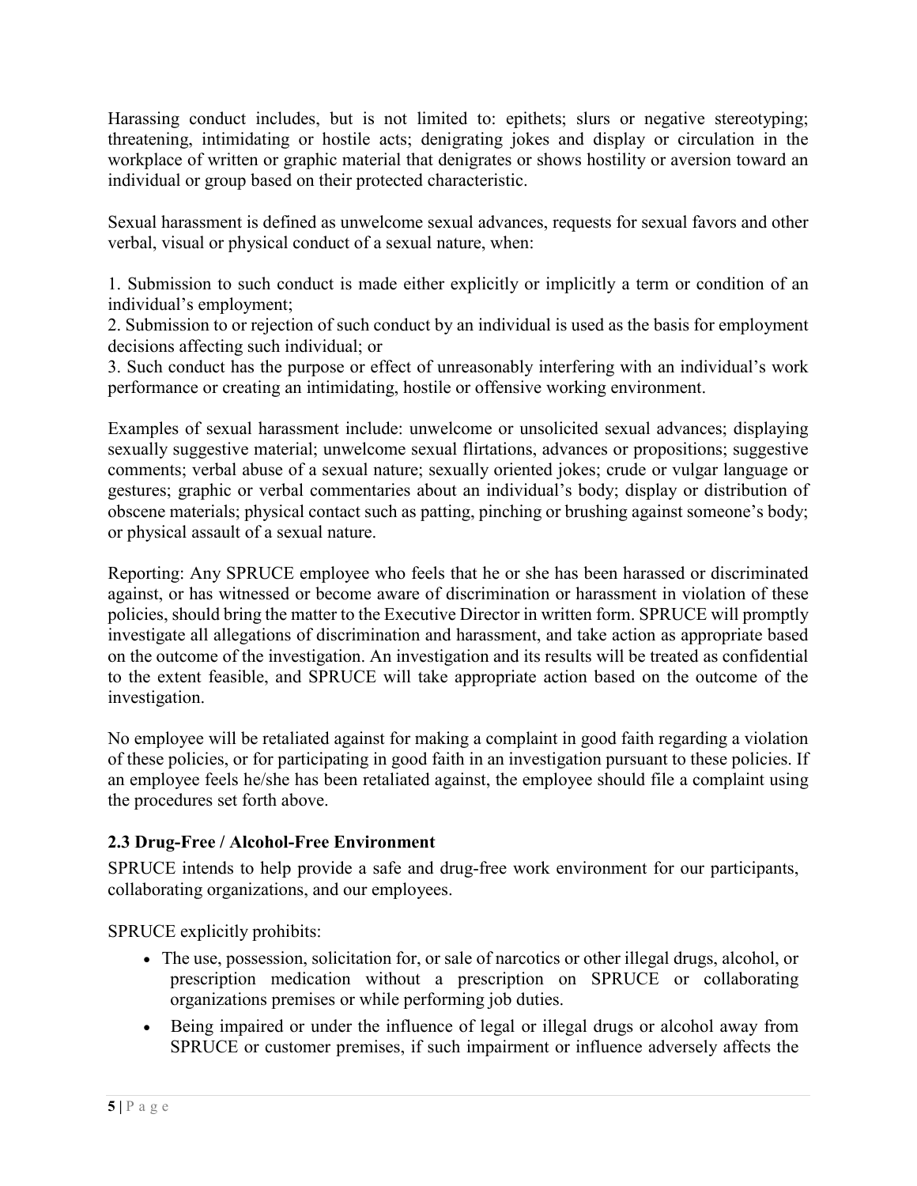Harassing conduct includes, but is not limited to: epithets; slurs or negative stereotyping; threatening, intimidating or hostile acts; denigrating jokes and display or circulation in the workplace of written or graphic material that denigrates or shows hostility or aversion toward an individual or group based on their protected characteristic.

Sexual harassment is defined as unwelcome sexual advances, requests for sexual favors and other verbal, visual or physical conduct of a sexual nature, when:

1. Submission to such conduct is made either explicitly or implicitly a term or condition of an individual's employment;
2. Submission to or rejection of such conduct by an individual is used as the basis for employment decisions affecting such individual; or
3. Such conduct has the purpose or effect of unreasonably interfering with an individual's work performance or creating an intimidating, hostile or offensive working environment.

Examples of sexual harassment include: unwelcome or unsolicited sexual advances; displaying sexually suggestive material; unwelcome sexual flirtations, advances or propositions; suggestive comments; verbal abuse of a sexual nature; sexually oriented jokes; crude or vulgar language or gestures; graphic or verbal commentaries about an individual's body; display or distribution of obscene materials; physical contact such as patting, pinching or brushing against someone's body; or physical assault of a sexual nature.

Reporting: Any SPRUCE employee who feels that he or she has been harassed or discriminated against, or has witnessed or become aware of discrimination or harassment in violation of these policies, should bring the matter to the Executive Director in written form. SPRUCE will promptly investigate all allegations of discrimination and harassment, and take action as appropriate based on the outcome of the investigation. An investigation and its results will be treated as confidential to the extent feasible, and SPRUCE will take appropriate action based on the outcome of the investigation.

No employee will be retaliated against for making a complaint in good faith regarding a violation of these policies, or for participating in good faith in an investigation pursuant to these policies. If an employee feels he/she has been retaliated against, the employee should file a complaint using the procedures set forth above.

### 2.3 Drug-Free / Alcohol-Free Environment

SPRUCE intends to help provide a safe and drug-free work environment for our participants, collaborating organizations, and our employees.

SPRUCE explicitly prohibits:

- The use, possession, solicitation for, or sale of narcotics or other illegal drugs, alcohol, or prescription medication without a prescription on SPRUCE or collaborating organizations premises or while performing job duties.
- Being impaired or under the influence of legal or illegal drugs or alcohol away from SPRUCE or customer premises, if such impairment or influence adversely affects the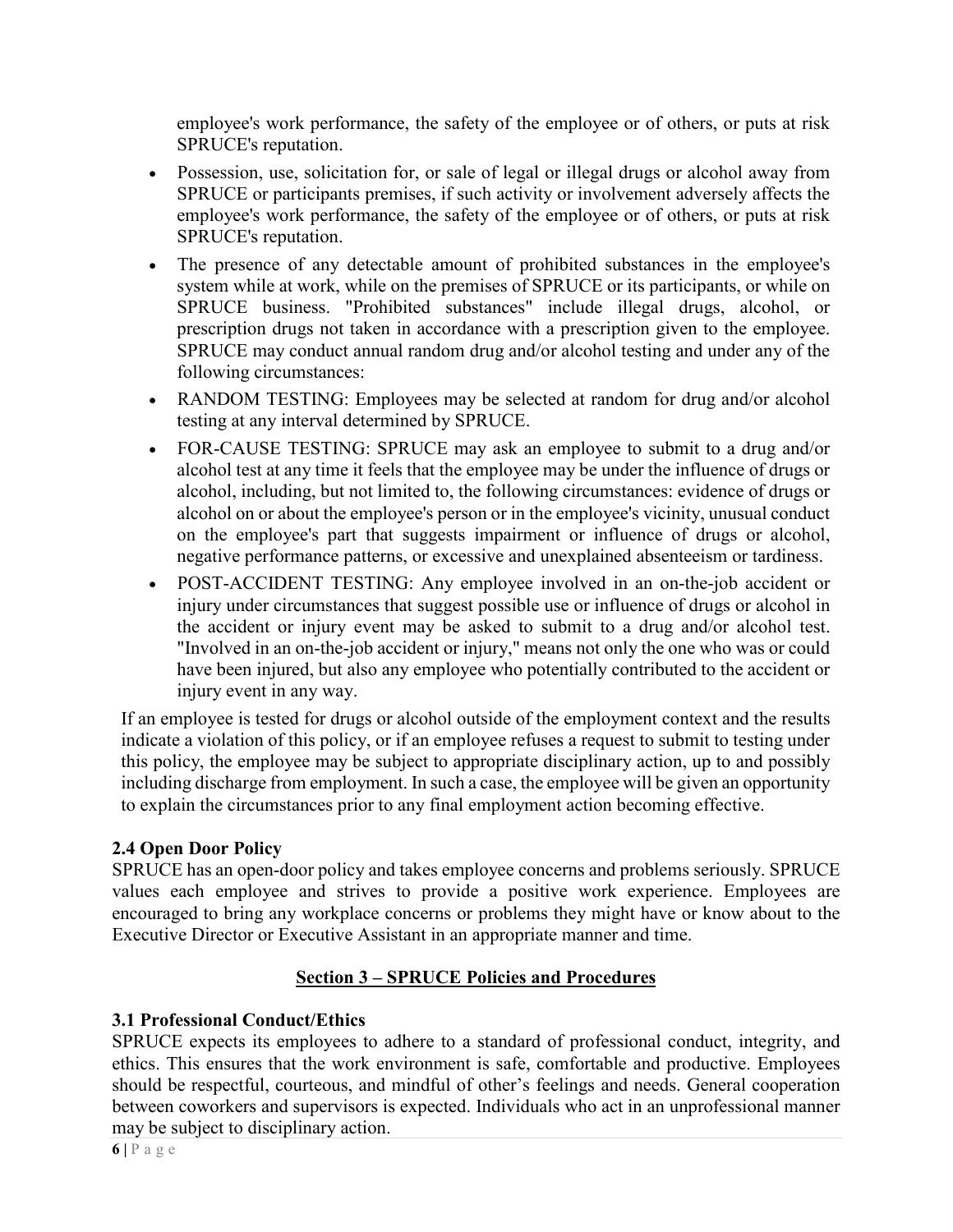employee's work performance, the safety of the employee or of others, or puts at risk SPRUCE's reputation.

- Possession, use, solicitation for, or sale of legal or illegal drugs or alcohol away from SPRUCE or participants premises, if such activity or involvement adversely affects the employee's work performance, the safety of the employee or of others, or puts at risk SPRUCE's reputation.
- The presence of any detectable amount of prohibited substances in the employee's system while at work, while on the premises of SPRUCE or its participants, or while on SPRUCE business. "Prohibited substances" include illegal drugs, alcohol, or prescription drugs not taken in accordance with a prescription given to the employee. SPRUCE may conduct annual random drug and/or alcohol testing and under any of the following circumstances:
- RANDOM TESTING: Employees may be selected at random for drug and/or alcohol testing at any interval determined by SPRUCE.
- FOR-CAUSE TESTING: SPRUCE may ask an employee to submit to a drug and/or alcohol test at any time it feels that the employee may be under the influence of drugs or alcohol, including, but not limited to, the following circumstances: evidence of drugs or alcohol on or about the employee's person or in the employee's vicinity, unusual conduct on the employee's part that suggests impairment or influence of drugs or alcohol, negative performance patterns, or excessive and unexplained absenteeism or tardiness.
- POST-ACCIDENT TESTING: Any employee involved in an on-the-job accident or injury under circumstances that suggest possible use or influence of drugs or alcohol in the accident or injury event may be asked to submit to a drug and/or alcohol test. "Involved in an on-the-job accident or injury," means not only the one who was or could have been injured, but also any employee who potentially contributed to the accident or injury event in any way.

If an employee is tested for drugs or alcohol outside of the employment context and the results indicate a violation of this policy, or if an employee refuses a request to submit to testing under this policy, the employee may be subject to appropriate disciplinary action, up to and possibly including discharge from employment. In such a case, the employee will be given an opportunity to explain the circumstances prior to any final employment action becoming effective.

### 2.4 Open Door Policy

SPRUCE has an open-door policy and takes employee concerns and problems seriously. SPRUCE values each employee and strives to provide a positive work experience. Employees are encouraged to bring any workplace concerns or problems they might have or know about to the Executive Director or Executive Assistant in an appropriate manner and time.

## Section 3 – SPRUCE Policies and Procedures

### 3.1 Professional Conduct/Ethics

SPRUCE expects its employees to adhere to a standard of professional conduct, integrity, and ethics. This ensures that the work environment is safe, comfortable and productive. Employees should be respectful, courteous, and mindful of other's feelings and needs. General cooperation between coworkers and supervisors is expected. Individuals who act in an unprofessional manner may be subject to disciplinary action.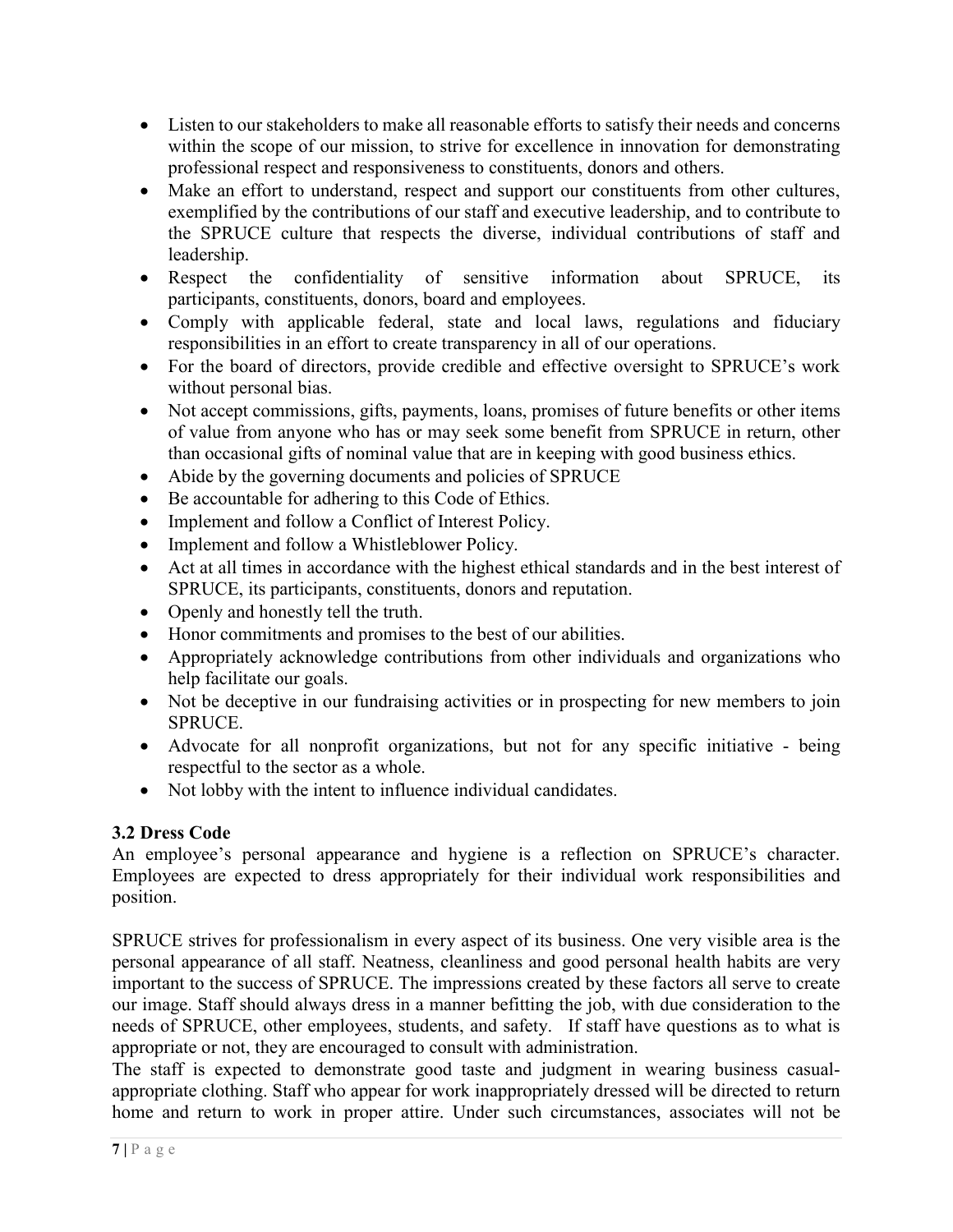- Listen to our stakeholders to make all reasonable efforts to satisfy their needs and concerns within the scope of our mission, to strive for excellence in innovation for demonstrating professional respect and responsiveness to constituents, donors and others.
- Make an effort to understand, respect and support our constituents from other cultures, exemplified by the contributions of our staff and executive leadership, and to contribute to the SPRUCE culture that respects the diverse, individual contributions of staff and leadership.
- Respect the confidentiality of sensitive information about SPRUCE, its participants, constituents, donors, board and employees.
- Comply with applicable federal, state and local laws, regulations and fiduciary responsibilities in an effort to create transparency in all of our operations.
- For the board of directors, provide credible and effective oversight to SPRUCE's work without personal bias.
- Not accept commissions, gifts, payments, loans, promises of future benefits or other items of value from anyone who has or may seek some benefit from SPRUCE in return, other than occasional gifts of nominal value that are in keeping with good business ethics.
- Abide by the governing documents and policies of SPRUCE
- Be accountable for adhering to this Code of Ethics.
- Implement and follow a Conflict of Interest Policy.
- Implement and follow a Whistleblower Policy.
- Act at all times in accordance with the highest ethical standards and in the best interest of SPRUCE, its participants, constituents, donors and reputation.
- Openly and honestly tell the truth.
- Honor commitments and promises to the best of our abilities.
- Appropriately acknowledge contributions from other individuals and organizations who help facilitate our goals.
- Not be deceptive in our fundraising activities or in prospecting for new members to join SPRUCE.
- Advocate for all nonprofit organizations, but not for any specific initiative - being respectful to the sector as a whole.
- Not lobby with the intent to influence individual candidates.

### 3.2 Dress Code

An employee's personal appearance and hygiene is a reflection on SPRUCE's character. Employees are expected to dress appropriately for their individual work responsibilities and position.

SPRUCE strives for professionalism in every aspect of its business. One very visible area is the personal appearance of all staff. Neatness, cleanliness and good personal health habits are very important to the success of SPRUCE. The impressions created by these factors all serve to create our image. Staff should always dress in a manner befitting the job, with due consideration to the needs of SPRUCE, other employees, students, and safety. If staff have questions as to what is appropriate or not, they are encouraged to consult with administration.
The staff is expected to demonstrate good taste and judgment in wearing business casual-appropriate clothing. Staff who appear for work inappropriately dressed will be directed to return home and return to work in proper attire. Under such circumstances, associates will not be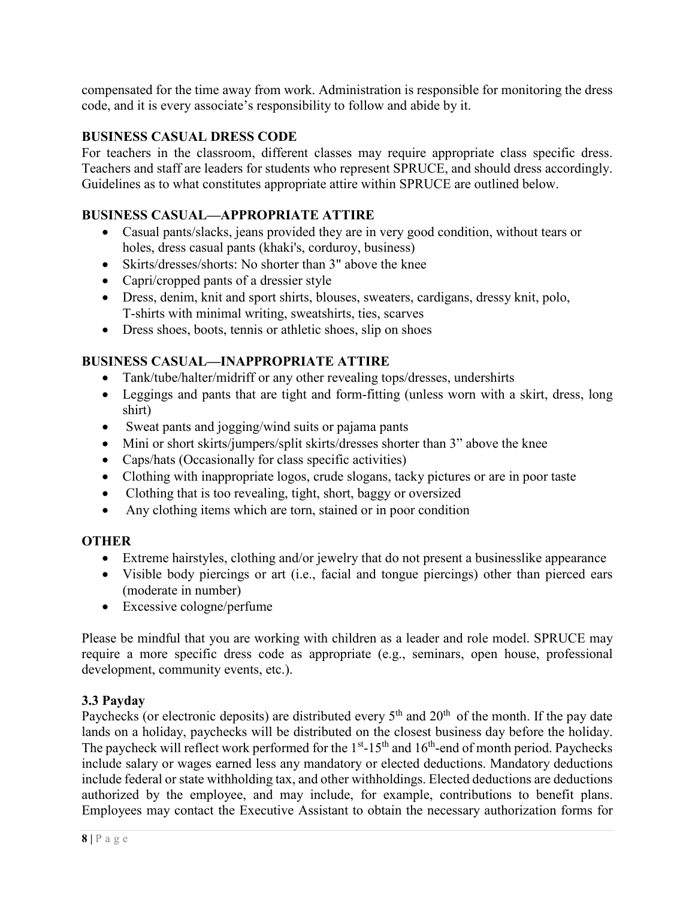compensated for the time away from work. Administration is responsible for monitoring the dress code, and it is every associate's responsibility to follow and abide by it.

### BUSINESS CASUAL DRESS CODE

For teachers in the classroom, different classes may require appropriate class specific dress. Teachers and staff are leaders for students who represent SPRUCE, and should dress accordingly. Guidelines as to what constitutes appropriate attire within SPRUCE are outlined below.

### BUSINESS CASUAL—APPROPRIATE ATTIRE

- Casual pants/slacks, jeans provided they are in very good condition, without tears or holes, dress casual pants (khaki's, corduroy, business)
- Skirts/dresses/shorts: No shorter than 3" above the knee
- Capri/cropped pants of a dressier style
- Dress, denim, knit and sport shirts, blouses, sweaters, cardigans, dressy knit, polo, T-shirts with minimal writing, sweatshirts, ties, scarves
- Dress shoes, boots, tennis or athletic shoes, slip on shoes

### BUSINESS CASUAL—INAPPROPRIATE ATTIRE

- Tank/tube/halter/midriff or any other revealing tops/dresses, undershirts
- Leggings and pants that are tight and form-fitting (unless worn with a skirt, dress, long shirt)
- Sweat pants and jogging/wind suits or pajama pants
- Mini or short skirts/jumpers/split skirts/dresses shorter than 3" above the knee
- Caps/hats (Occasionally for class specific activities)
- Clothing with inappropriate logos, crude slogans, tacky pictures or are in poor taste
- Clothing that is too revealing, tight, short, baggy or oversized
- Any clothing items which are torn, stained or in poor condition

### OTHER

- Extreme hairstyles, clothing and/or jewelry that do not present a businesslike appearance
- Visible body piercings or art (i.e., facial and tongue piercings) other than pierced ears (moderate in number)
- Excessive cologne/perfume

Please be mindful that you are working with children as a leader and role model. SPRUCE may require a more specific dress code as appropriate (e.g., seminars, open house, professional development, community events, etc.).

### 3.3 Payday

Paychecks (or electronic deposits) are distributed every 5th and 20th of the month. If the pay date lands on a holiday, paychecks will be distributed on the closest business day before the holiday. The paycheck will reflect work performed for the 1st-15th and 16th-end of month period. Paychecks include salary or wages earned less any mandatory or elected deductions. Mandatory deductions include federal or state withholding tax, and other withholdings. Elected deductions are deductions authorized by the employee, and may include, for example, contributions to benefit plans. Employees may contact the Executive Assistant to obtain the necessary authorization forms for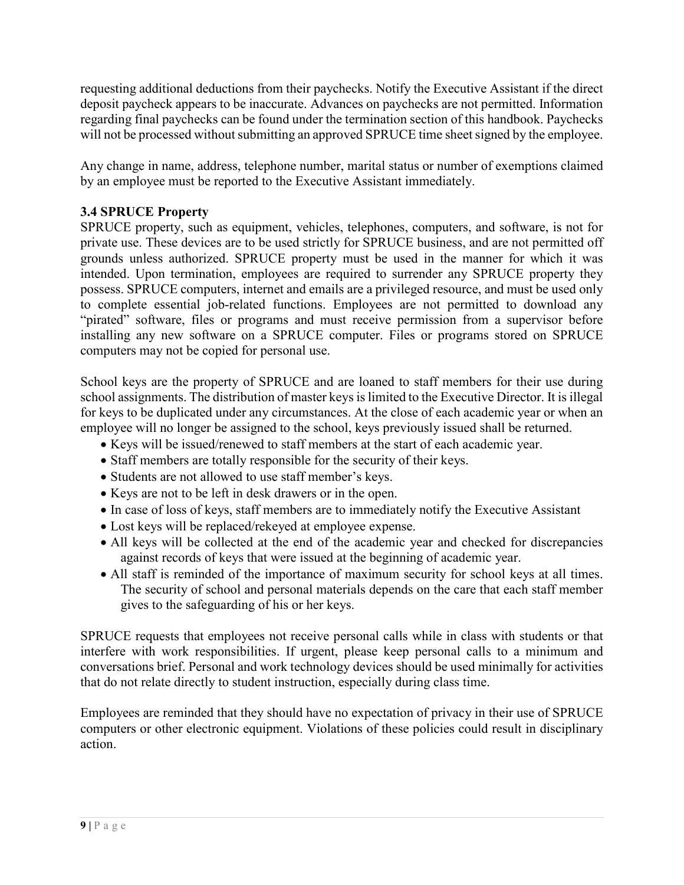requesting additional deductions from their paychecks. Notify the Executive Assistant if the direct deposit paycheck appears to be inaccurate. Advances on paychecks are not permitted. Information regarding final paychecks can be found under the termination section of this handbook. Paychecks will not be processed without submitting an approved SPRUCE time sheet signed by the employee.

Any change in name, address, telephone number, marital status or number of exemptions claimed by an employee must be reported to the Executive Assistant immediately.

### 3.4 SPRUCE Property

SPRUCE property, such as equipment, vehicles, telephones, computers, and software, is not for private use. These devices are to be used strictly for SPRUCE business, and are not permitted off grounds unless authorized. SPRUCE property must be used in the manner for which it was intended. Upon termination, employees are required to surrender any SPRUCE property they possess. SPRUCE computers, internet and emails are a privileged resource, and must be used only to complete essential job-related functions. Employees are not permitted to download any "pirated" software, files or programs and must receive permission from a supervisor before installing any new software on a SPRUCE computer. Files or programs stored on SPRUCE computers may not be copied for personal use.

School keys are the property of SPRUCE and are loaned to staff members for their use during school assignments. The distribution of master keys is limited to the Executive Director. It is illegal for keys to be duplicated under any circumstances. At the close of each academic year or when an employee will no longer be assigned to the school, keys previously issued shall be returned.

- Keys will be issued/renewed to staff members at the start of each academic year.
- Staff members are totally responsible for the security of their keys.
- Students are not allowed to use staff member's keys.
- Keys are not to be left in desk drawers or in the open.
- In case of loss of keys, staff members are to immediately notify the Executive Assistant
- Lost keys will be replaced/rekeyed at employee expense.
- All keys will be collected at the end of the academic year and checked for discrepancies against records of keys that were issued at the beginning of academic year.
- All staff is reminded of the importance of maximum security for school keys at all times. The security of school and personal materials depends on the care that each staff member gives to the safeguarding of his or her keys.

SPRUCE requests that employees not receive personal calls while in class with students or that interfere with work responsibilities. If urgent, please keep personal calls to a minimum and conversations brief. Personal and work technology devices should be used minimally for activities that do not relate directly to student instruction, especially during class time.

Employees are reminded that they should have no expectation of privacy in their use of SPRUCE computers or other electronic equipment. Violations of these policies could result in disciplinary action.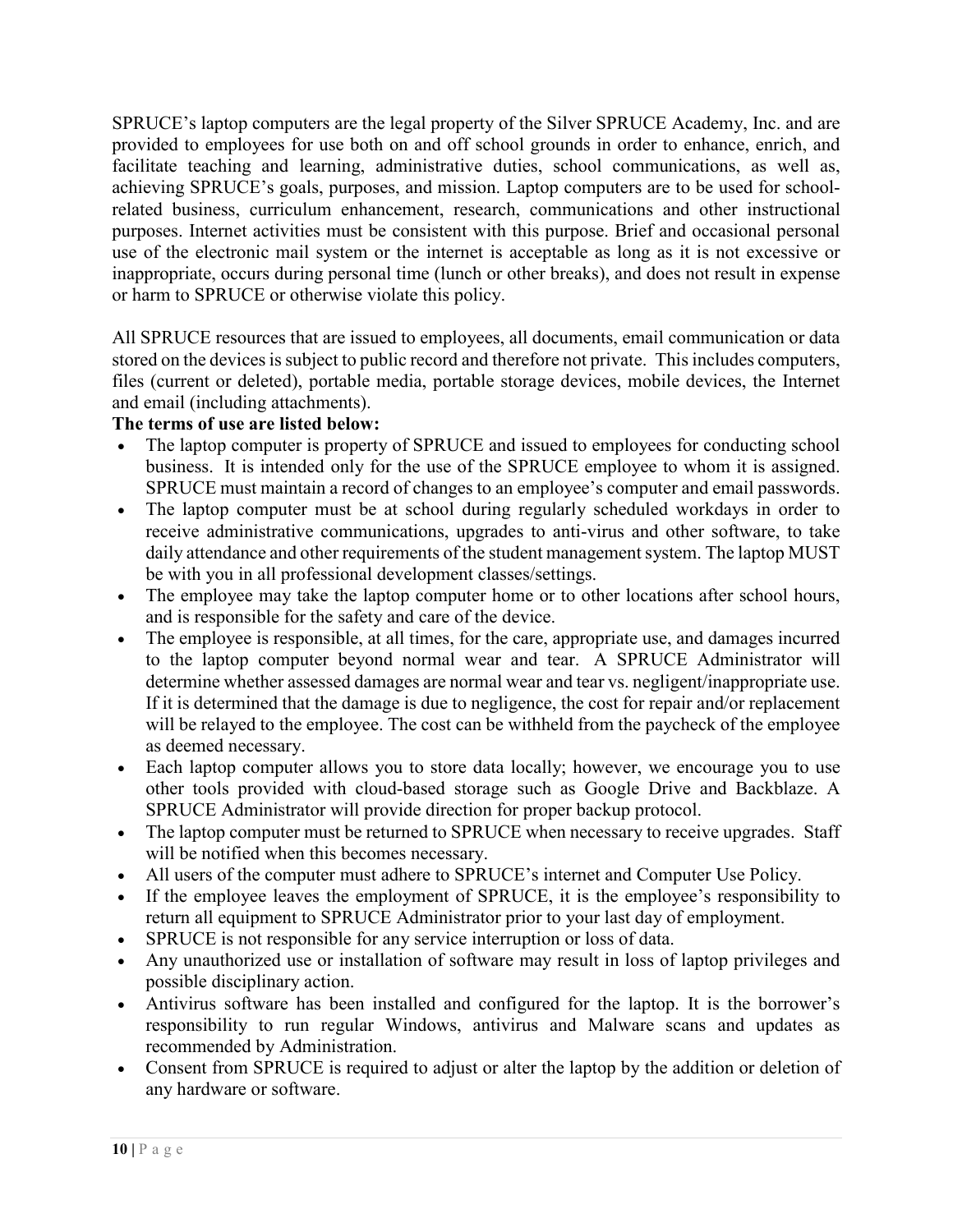SPRUCE's laptop computers are the legal property of the Silver SPRUCE Academy, Inc. and are provided to employees for use both on and off school grounds in order to enhance, enrich, and facilitate teaching and learning, administrative duties, school communications, as well as, achieving SPRUCE's goals, purposes, and mission. Laptop computers are to be used for school-related business, curriculum enhancement, research, communications and other instructional purposes. Internet activities must be consistent with this purpose. Brief and occasional personal use of the electronic mail system or the internet is acceptable as long as it is not excessive or inappropriate, occurs during personal time (lunch or other breaks), and does not result in expense or harm to SPRUCE or otherwise violate this policy.

All SPRUCE resources that are issued to employees, all documents, email communication or data stored on the devices is subject to public record and therefore not private. This includes computers, files (current or deleted), portable media, portable storage devices, mobile devices, the Internet and email (including attachments).

**The terms of use are listed below:**

- The laptop computer is property of SPRUCE and issued to employees for conducting school business. It is intended only for the use of the SPRUCE employee to whom it is assigned. SPRUCE must maintain a record of changes to an employee's computer and email passwords.
- The laptop computer must be at school during regularly scheduled workdays in order to receive administrative communications, upgrades to anti-virus and other software, to take daily attendance and other requirements of the student management system. The laptop MUST be with you in all professional development classes/settings.
- The employee may take the laptop computer home or to other locations after school hours, and is responsible for the safety and care of the device.
- The employee is responsible, at all times, for the care, appropriate use, and damages incurred to the laptop computer beyond normal wear and tear. A SPRUCE Administrator will determine whether assessed damages are normal wear and tear vs. negligent/inappropriate use. If it is determined that the damage is due to negligence, the cost for repair and/or replacement will be relayed to the employee. The cost can be withheld from the paycheck of the employee as deemed necessary.
- Each laptop computer allows you to store data locally; however, we encourage you to use other tools provided with cloud-based storage such as Google Drive and Backblaze. A SPRUCE Administrator will provide direction for proper backup protocol.
- The laptop computer must be returned to SPRUCE when necessary to receive upgrades. Staff will be notified when this becomes necessary.
- All users of the computer must adhere to SPRUCE's internet and Computer Use Policy.
- If the employee leaves the employment of SPRUCE, it is the employee's responsibility to return all equipment to SPRUCE Administrator prior to your last day of employment.
- SPRUCE is not responsible for any service interruption or loss of data.
- Any unauthorized use or installation of software may result in loss of laptop privileges and possible disciplinary action.
- Antivirus software has been installed and configured for the laptop. It is the borrower's responsibility to run regular Windows, antivirus and Malware scans and updates as recommended by Administration.
- Consent from SPRUCE is required to adjust or alter the laptop by the addition or deletion of any hardware or software.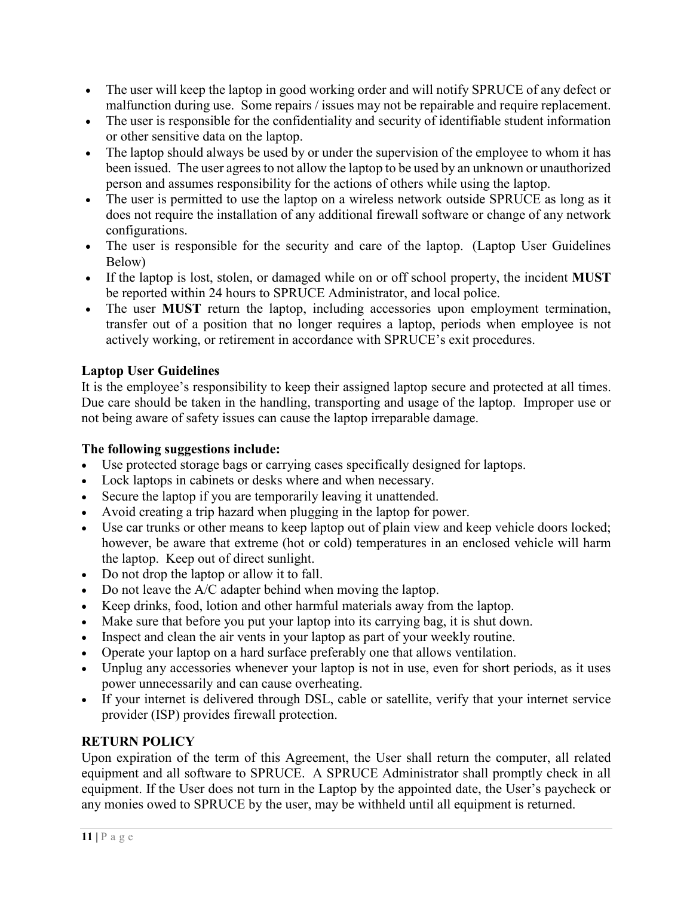- The user will keep the laptop in good working order and will notify SPRUCE of any defect or malfunction during use. Some repairs / issues may not be repairable and require replacement.
- The user is responsible for the confidentiality and security of identifiable student information or other sensitive data on the laptop.
- The laptop should always be used by or under the supervision of the employee to whom it has been issued. The user agrees to not allow the laptop to be used by an unknown or unauthorized person and assumes responsibility for the actions of others while using the laptop.
- The user is permitted to use the laptop on a wireless network outside SPRUCE as long as it does not require the installation of any additional firewall software or change of any network configurations.
- The user is responsible for the security and care of the laptop. (Laptop User Guidelines Below)
- If the laptop is lost, stolen, or damaged while on or off school property, the incident **MUST** be reported within 24 hours to SPRUCE Administrator, and local police.
- The user **MUST** return the laptop, including accessories upon employment termination, transfer out of a position that no longer requires a laptop, periods when employee is not actively working, or retirement in accordance with SPRUCE's exit procedures.

**Laptop User Guidelines**

It is the employee's responsibility to keep their assigned laptop secure and protected at all times. Due care should be taken in the handling, transporting and usage of the laptop. Improper use or not being aware of safety issues can cause the laptop irreparable damage.

**The following suggestions include:**

- Use protected storage bags or carrying cases specifically designed for laptops.
- Lock laptops in cabinets or desks where and when necessary.
- Secure the laptop if you are temporarily leaving it unattended.
- Avoid creating a trip hazard when plugging in the laptop for power.
- Use car trunks or other means to keep laptop out of plain view and keep vehicle doors locked; however, be aware that extreme (hot or cold) temperatures in an enclosed vehicle will harm the laptop. Keep out of direct sunlight.
- Do not drop the laptop or allow it to fall.
- Do not leave the A/C adapter behind when moving the laptop.
- Keep drinks, food, lotion and other harmful materials away from the laptop.
- Make sure that before you put your laptop into its carrying bag, it is shut down.
- Inspect and clean the air vents in your laptop as part of your weekly routine.
- Operate your laptop on a hard surface preferably one that allows ventilation.
- Unplug any accessories whenever your laptop is not in use, even for short periods, as it uses power unnecessarily and can cause overheating.
- If your internet is delivered through DSL, cable or satellite, verify that your internet service provider (ISP) provides firewall protection.

**RETURN POLICY**

Upon expiration of the term of this Agreement, the User shall return the computer, all related equipment and all software to SPRUCE. A SPRUCE Administrator shall promptly check in all equipment. If the User does not turn in the Laptop by the appointed date, the User's paycheck or any monies owed to SPRUCE by the user, may be withheld until all equipment is returned.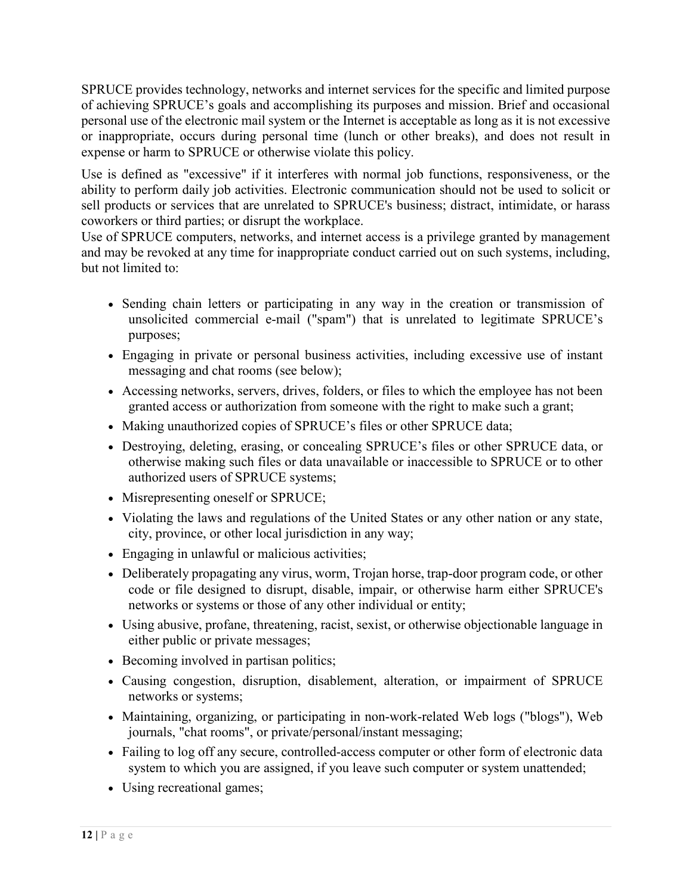SPRUCE provides technology, networks and internet services for the specific and limited purpose of achieving SPRUCE's goals and accomplishing its purposes and mission. Brief and occasional personal use of the electronic mail system or the Internet is acceptable as long as it is not excessive or inappropriate, occurs during personal time (lunch or other breaks), and does not result in expense or harm to SPRUCE or otherwise violate this policy.

Use is defined as "excessive" if it interferes with normal job functions, responsiveness, or the ability to perform daily job activities. Electronic communication should not be used to solicit or sell products or services that are unrelated to SPRUCE's business; distract, intimidate, or harass coworkers or third parties; or disrupt the workplace.

Use of SPRUCE computers, networks, and internet access is a privilege granted by management and may be revoked at any time for inappropriate conduct carried out on such systems, including, but not limited to:

- Sending chain letters or participating in any way in the creation or transmission of unsolicited commercial e-mail ("spam") that is unrelated to legitimate SPRUCE's purposes;
- Engaging in private or personal business activities, including excessive use of instant messaging and chat rooms (see below);
- Accessing networks, servers, drives, folders, or files to which the employee has not been granted access or authorization from someone with the right to make such a grant;
- Making unauthorized copies of SPRUCE's files or other SPRUCE data;
- Destroying, deleting, erasing, or concealing SPRUCE's files or other SPRUCE data, or otherwise making such files or data unavailable or inaccessible to SPRUCE or to other authorized users of SPRUCE systems;
- Misrepresenting oneself or SPRUCE;
- Violating the laws and regulations of the United States or any other nation or any state, city, province, or other local jurisdiction in any way;
- Engaging in unlawful or malicious activities;
- Deliberately propagating any virus, worm, Trojan horse, trap-door program code, or other code or file designed to disrupt, disable, impair, or otherwise harm either SPRUCE's networks or systems or those of any other individual or entity;
- Using abusive, profane, threatening, racist, sexist, or otherwise objectionable language in either public or private messages;
- Becoming involved in partisan politics;
- Causing congestion, disruption, disablement, alteration, or impairment of SPRUCE networks or systems;
- Maintaining, organizing, or participating in non-work-related Web logs ("blogs"), Web journals, "chat rooms", or private/personal/instant messaging;
- Failing to log off any secure, controlled-access computer or other form of electronic data system to which you are assigned, if you leave such computer or system unattended;
- Using recreational games;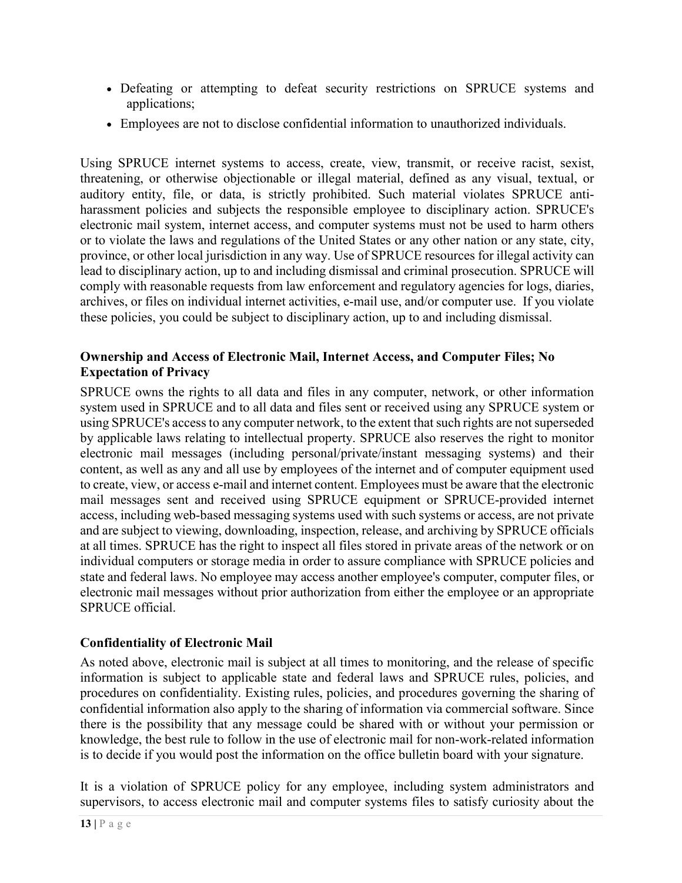- Defeating or attempting to defeat security restrictions on SPRUCE systems and applications;
- Employees are not to disclose confidential information to unauthorized individuals.

Using SPRUCE internet systems to access, create, view, transmit, or receive racist, sexist, threatening, or otherwise objectionable or illegal material, defined as any visual, textual, or auditory entity, file, or data, is strictly prohibited. Such material violates SPRUCE anti-harassment policies and subjects the responsible employee to disciplinary action. SPRUCE's electronic mail system, internet access, and computer systems must not be used to harm others or to violate the laws and regulations of the United States or any other nation or any state, city, province, or other local jurisdiction in any way. Use of SPRUCE resources for illegal activity can lead to disciplinary action, up to and including dismissal and criminal prosecution. SPRUCE will comply with reasonable requests from law enforcement and regulatory agencies for logs, diaries, archives, or files on individual internet activities, e-mail use, and/or computer use. If you violate these policies, you could be subject to disciplinary action, up to and including dismissal.

**Ownership and Access of Electronic Mail, Internet Access, and Computer Files; No Expectation of Privacy**

SPRUCE owns the rights to all data and files in any computer, network, or other information system used in SPRUCE and to all data and files sent or received using any SPRUCE system or using SPRUCE's access to any computer network, to the extent that such rights are not superseded by applicable laws relating to intellectual property. SPRUCE also reserves the right to monitor electronic mail messages (including personal/private/instant messaging systems) and their content, as well as any and all use by employees of the internet and of computer equipment used to create, view, or access e-mail and internet content. Employees must be aware that the electronic mail messages sent and received using SPRUCE equipment or SPRUCE-provided internet access, including web-based messaging systems used with such systems or access, are not private and are subject to viewing, downloading, inspection, release, and archiving by SPRUCE officials at all times. SPRUCE has the right to inspect all files stored in private areas of the network or on individual computers or storage media in order to assure compliance with SPRUCE policies and state and federal laws. No employee may access another employee's computer, computer files, or electronic mail messages without prior authorization from either the employee or an appropriate SPRUCE official.

**Confidentiality of Electronic Mail**

As noted above, electronic mail is subject at all times to monitoring, and the release of specific information is subject to applicable state and federal laws and SPRUCE rules, policies, and procedures on confidentiality. Existing rules, policies, and procedures governing the sharing of confidential information also apply to the sharing of information via commercial software. Since there is the possibility that any message could be shared with or without your permission or knowledge, the best rule to follow in the use of electronic mail for non-work-related information is to decide if you would post the information on the office bulletin board with your signature.

It is a violation of SPRUCE policy for any employee, including system administrators and supervisors, to access electronic mail and computer systems files to satisfy curiosity about the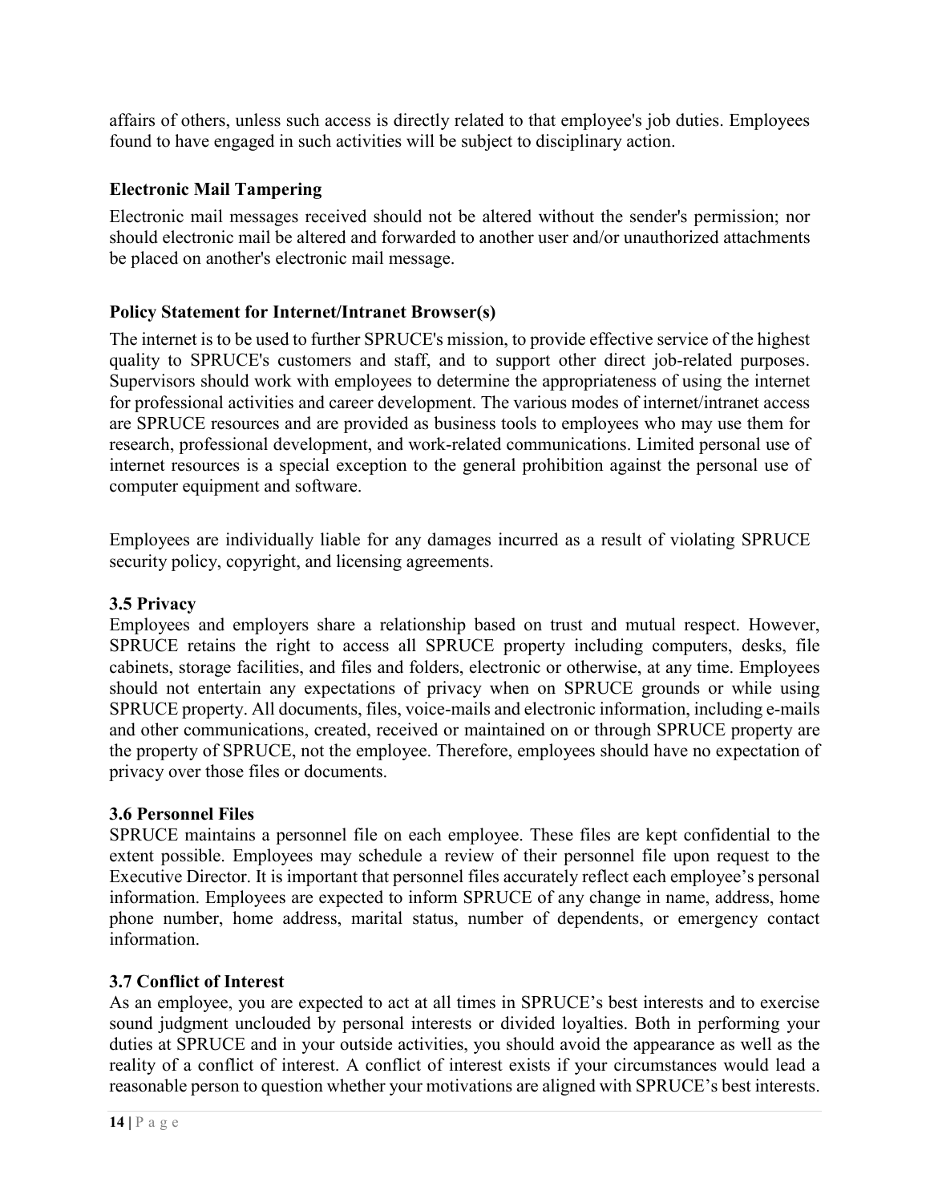affairs of others, unless such access is directly related to that employee's job duties. Employees found to have engaged in such activities will be subject to disciplinary action.

**Electronic Mail Tampering**

Electronic mail messages received should not be altered without the sender's permission; nor should electronic mail be altered and forwarded to another user and/or unauthorized attachments be placed on another's electronic mail message.

**Policy Statement for Internet/Intranet Browser(s)**

The internet is to be used to further SPRUCE's mission, to provide effective service of the highest quality to SPRUCE's customers and staff, and to support other direct job-related purposes. Supervisors should work with employees to determine the appropriateness of using the internet for professional activities and career development. The various modes of internet/intranet access are SPRUCE resources and are provided as business tools to employees who may use them for research, professional development, and work-related communications. Limited personal use of internet resources is a special exception to the general prohibition against the personal use of computer equipment and software.

Employees are individually liable for any damages incurred as a result of violating SPRUCE security policy, copyright, and licensing agreements.

### 3.5 Privacy

Employees and employers share a relationship based on trust and mutual respect. However, SPRUCE retains the right to access all SPRUCE property including computers, desks, file cabinets, storage facilities, and files and folders, electronic or otherwise, at any time. Employees should not entertain any expectations of privacy when on SPRUCE grounds or while using SPRUCE property. All documents, files, voice-mails and electronic information, including e-mails and other communications, created, received or maintained on or through SPRUCE property are the property of SPRUCE, not the employee. Therefore, employees should have no expectation of privacy over those files or documents.

### 3.6 Personnel Files

SPRUCE maintains a personnel file on each employee. These files are kept confidential to the extent possible. Employees may schedule a review of their personnel file upon request to the Executive Director. It is important that personnel files accurately reflect each employee's personal information. Employees are expected to inform SPRUCE of any change in name, address, home phone number, home address, marital status, number of dependents, or emergency contact information.

### 3.7 Conflict of Interest

As an employee, you are expected to act at all times in SPRUCE's best interests and to exercise sound judgment unclouded by personal interests or divided loyalties. Both in performing your duties at SPRUCE and in your outside activities, you should avoid the appearance as well as the reality of a conflict of interest. A conflict of interest exists if your circumstances would lead a reasonable person to question whether your motivations are aligned with SPRUCE's best interests.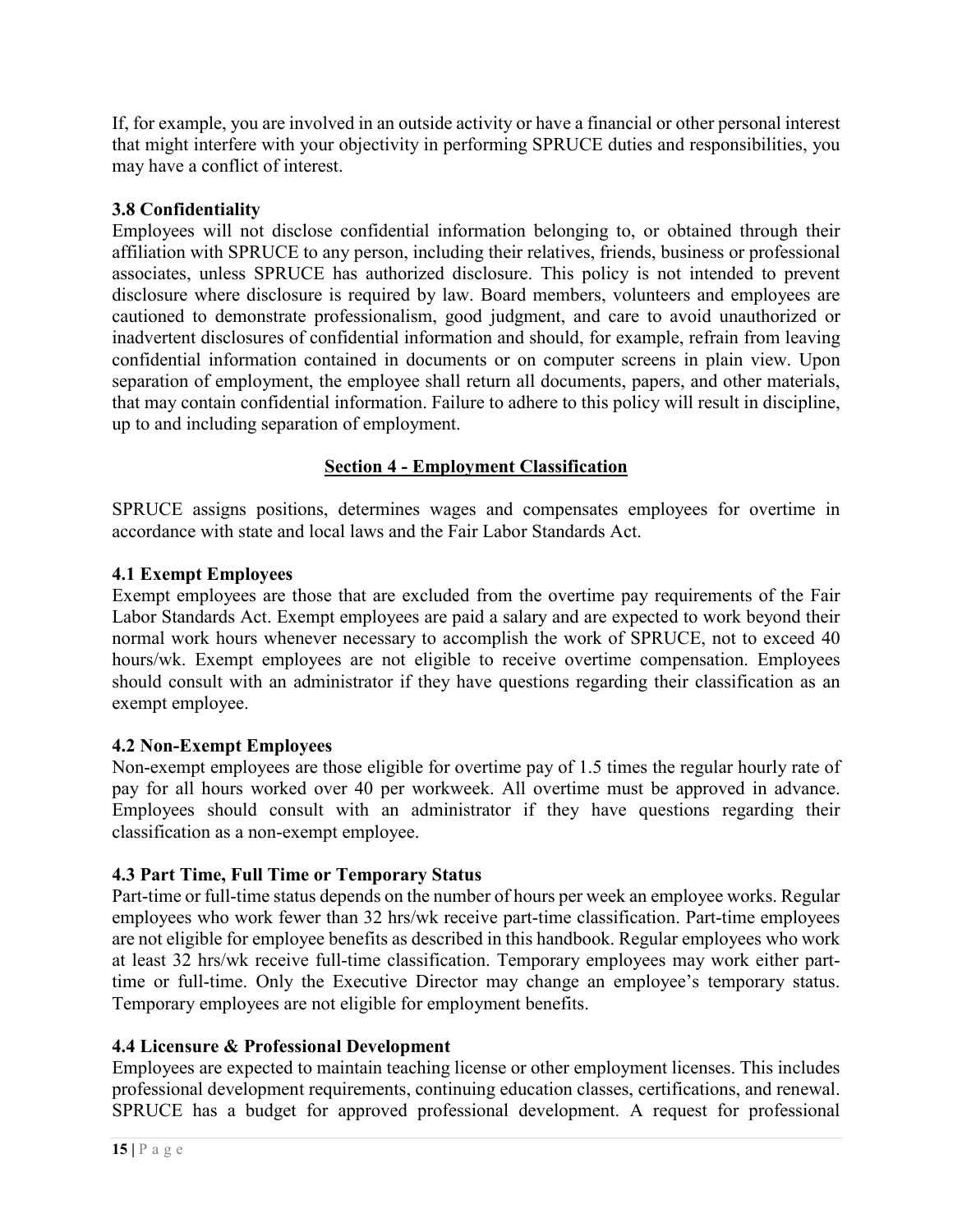If, for example, you are involved in an outside activity or have a financial or other personal interest that might interfere with your objectivity in performing SPRUCE duties and responsibilities, you may have a conflict of interest.

### 3.8 Confidentiality

Employees will not disclose confidential information belonging to, or obtained through their affiliation with SPRUCE to any person, including their relatives, friends, business or professional associates, unless SPRUCE has authorized disclosure. This policy is not intended to prevent disclosure where disclosure is required by law. Board members, volunteers and employees are cautioned to demonstrate professionalism, good judgment, and care to avoid unauthorized or inadvertent disclosures of confidential information and should, for example, refrain from leaving confidential information contained in documents or on computer screens in plain view. Upon separation of employment, the employee shall return all documents, papers, and other materials, that may contain confidential information. Failure to adhere to this policy will result in discipline, up to and including separation of employment.

## Section 4 - Employment Classification

SPRUCE assigns positions, determines wages and compensates employees for overtime in accordance with state and local laws and the Fair Labor Standards Act.

### 4.1 Exempt Employees

Exempt employees are those that are excluded from the overtime pay requirements of the Fair Labor Standards Act. Exempt employees are paid a salary and are expected to work beyond their normal work hours whenever necessary to accomplish the work of SPRUCE, not to exceed 40 hours/wk. Exempt employees are not eligible to receive overtime compensation. Employees should consult with an administrator if they have questions regarding their classification as an exempt employee.

### 4.2 Non-Exempt Employees

Non-exempt employees are those eligible for overtime pay of 1.5 times the regular hourly rate of pay for all hours worked over 40 per workweek. All overtime must be approved in advance. Employees should consult with an administrator if they have questions regarding their classification as a non-exempt employee.

### 4.3 Part Time, Full Time or Temporary Status

Part-time or full-time status depends on the number of hours per week an employee works. Regular employees who work fewer than 32 hrs/wk receive part-time classification. Part-time employees are not eligible for employee benefits as described in this handbook. Regular employees who work at least 32 hrs/wk receive full-time classification. Temporary employees may work either part-time or full-time. Only the Executive Director may change an employee's temporary status. Temporary employees are not eligible for employment benefits.

### 4.4 Licensure & Professional Development

Employees are expected to maintain teaching license or other employment licenses. This includes professional development requirements, continuing education classes, certifications, and renewal. SPRUCE has a budget for approved professional development. A request for professional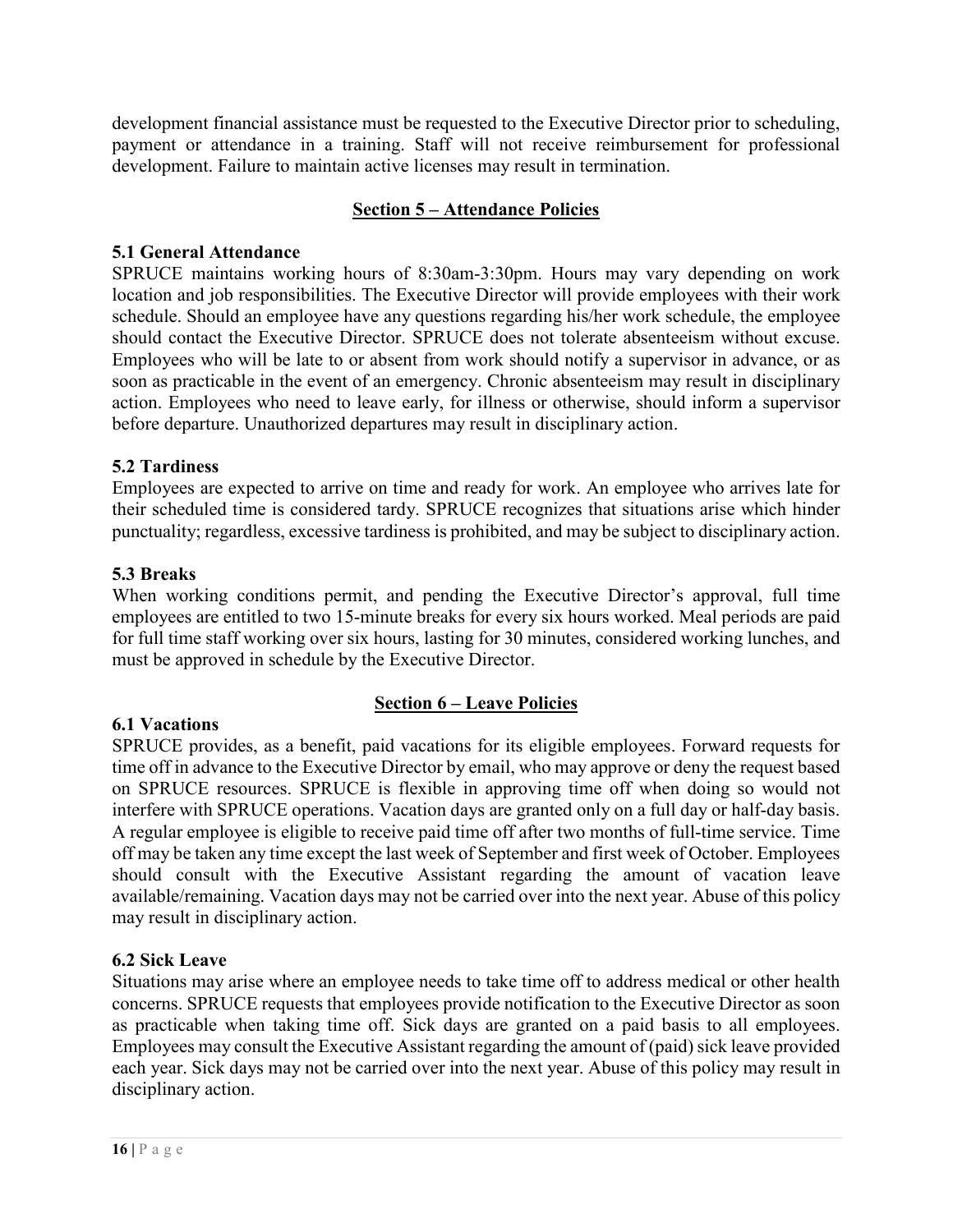development financial assistance must be requested to the Executive Director prior to scheduling, payment or attendance in a training. Staff will not receive reimbursement for professional development. Failure to maintain active licenses may result in termination.

## Section 5 – Attendance Policies

### 5.1 General Attendance

SPRUCE maintains working hours of 8:30am-3:30pm. Hours may vary depending on work location and job responsibilities. The Executive Director will provide employees with their work schedule. Should an employee have any questions regarding his/her work schedule, the employee should contact the Executive Director. SPRUCE does not tolerate absenteeism without excuse. Employees who will be late to or absent from work should notify a supervisor in advance, or as soon as practicable in the event of an emergency. Chronic absenteeism may result in disciplinary action. Employees who need to leave early, for illness or otherwise, should inform a supervisor before departure. Unauthorized departures may result in disciplinary action.

### 5.2 Tardiness

Employees are expected to arrive on time and ready for work. An employee who arrives late for their scheduled time is considered tardy. SPRUCE recognizes that situations arise which hinder punctuality; regardless, excessive tardiness is prohibited, and may be subject to disciplinary action.

### 5.3 Breaks

When working conditions permit, and pending the Executive Director's approval, full time employees are entitled to two 15-minute breaks for every six hours worked. Meal periods are paid for full time staff working over six hours, lasting for 30 minutes, considered working lunches, and must be approved in schedule by the Executive Director.

## Section 6 – Leave Policies

### 6.1 Vacations

SPRUCE provides, as a benefit, paid vacations for its eligible employees. Forward requests for time off in advance to the Executive Director by email, who may approve or deny the request based on SPRUCE resources. SPRUCE is flexible in approving time off when doing so would not interfere with SPRUCE operations. Vacation days are granted only on a full day or half-day basis. A regular employee is eligible to receive paid time off after two months of full-time service. Time off may be taken any time except the last week of September and first week of October. Employees should consult with the Executive Assistant regarding the amount of vacation leave available/remaining. Vacation days may not be carried over into the next year. Abuse of this policy may result in disciplinary action.

### 6.2 Sick Leave

Situations may arise where an employee needs to take time off to address medical or other health concerns. SPRUCE requests that employees provide notification to the Executive Director as soon as practicable when taking time off. Sick days are granted on a paid basis to all employees. Employees may consult the Executive Assistant regarding the amount of (paid) sick leave provided each year. Sick days may not be carried over into the next year. Abuse of this policy may result in disciplinary action.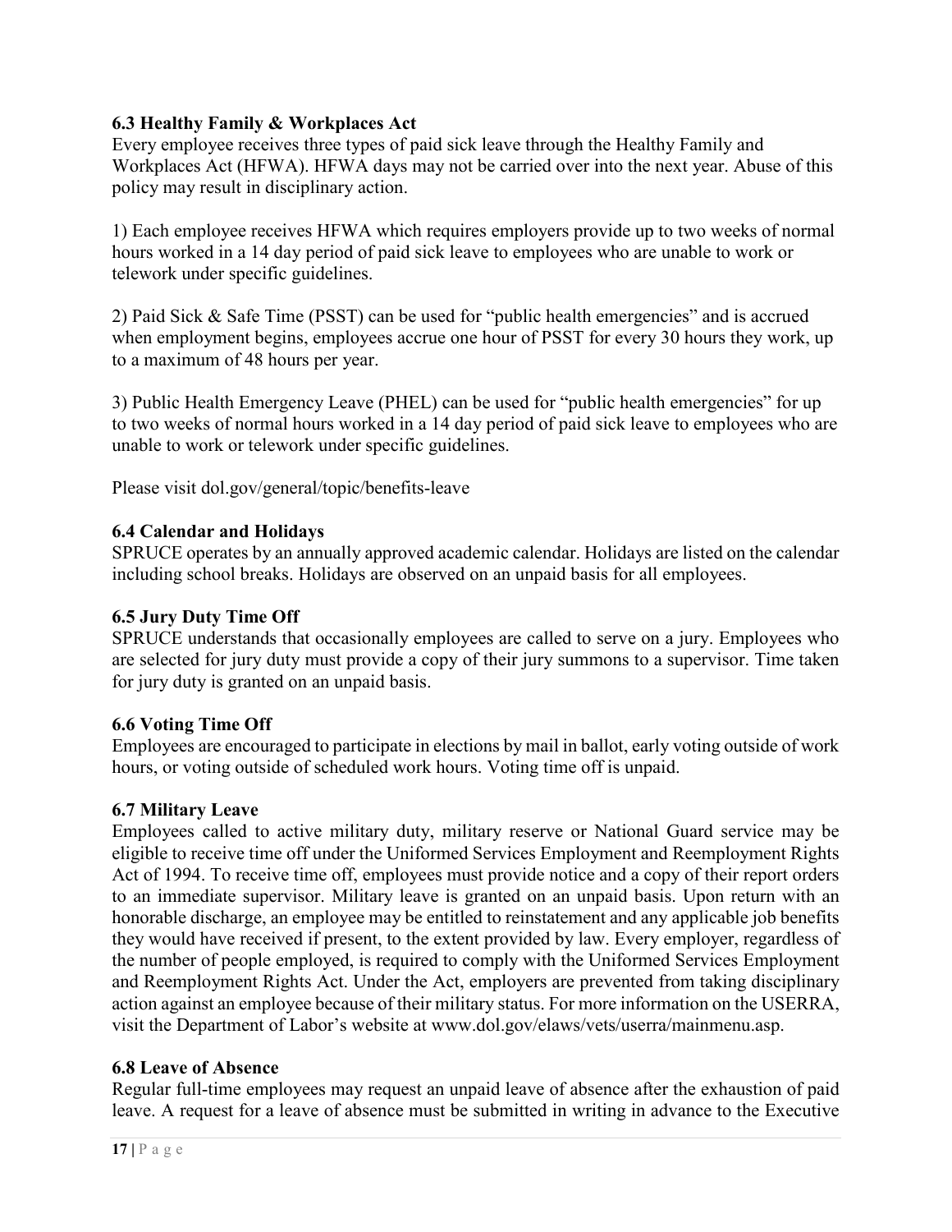### 6.3 Healthy Family & Workplaces Act

Every employee receives three types of paid sick leave through the Healthy Family and Workplaces Act (HFWA). HFWA days may not be carried over into the next year. Abuse of this policy may result in disciplinary action.

1) Each employee receives HFWA which requires employers provide up to two weeks of normal hours worked in a 14 day period of paid sick leave to employees who are unable to work or telework under specific guidelines.

2) Paid Sick & Safe Time (PSST) can be used for "public health emergencies" and is accrued when employment begins, employees accrue one hour of PSST for every 30 hours they work, up to a maximum of 48 hours per year.

3) Public Health Emergency Leave (PHEL) can be used for "public health emergencies" for up to two weeks of normal hours worked in a 14 day period of paid sick leave to employees who are unable to work or telework under specific guidelines.

Please visit dol.gov/general/topic/benefits-leave

### 6.4 Calendar and Holidays

SPRUCE operates by an annually approved academic calendar. Holidays are listed on the calendar including school breaks. Holidays are observed on an unpaid basis for all employees.

### 6.5 Jury Duty Time Off

SPRUCE understands that occasionally employees are called to serve on a jury. Employees who are selected for jury duty must provide a copy of their jury summons to a supervisor. Time taken for jury duty is granted on an unpaid basis.

### 6.6 Voting Time Off

Employees are encouraged to participate in elections by mail in ballot, early voting outside of work hours, or voting outside of scheduled work hours. Voting time off is unpaid.

### 6.7 Military Leave

Employees called to active military duty, military reserve or National Guard service may be eligible to receive time off under the Uniformed Services Employment and Reemployment Rights Act of 1994. To receive time off, employees must provide notice and a copy of their report orders to an immediate supervisor. Military leave is granted on an unpaid basis. Upon return with an honorable discharge, an employee may be entitled to reinstatement and any applicable job benefits they would have received if present, to the extent provided by law. Every employer, regardless of the number of people employed, is required to comply with the Uniformed Services Employment and Reemployment Rights Act. Under the Act, employers are prevented from taking disciplinary action against an employee because of their military status. For more information on the USERRA, visit the Department of Labor's website at www.dol.gov/elaws/vets/userra/mainmenu.asp.

### 6.8 Leave of Absence

Regular full-time employees may request an unpaid leave of absence after the exhaustion of paid leave. A request for a leave of absence must be submitted in writing in advance to the Executive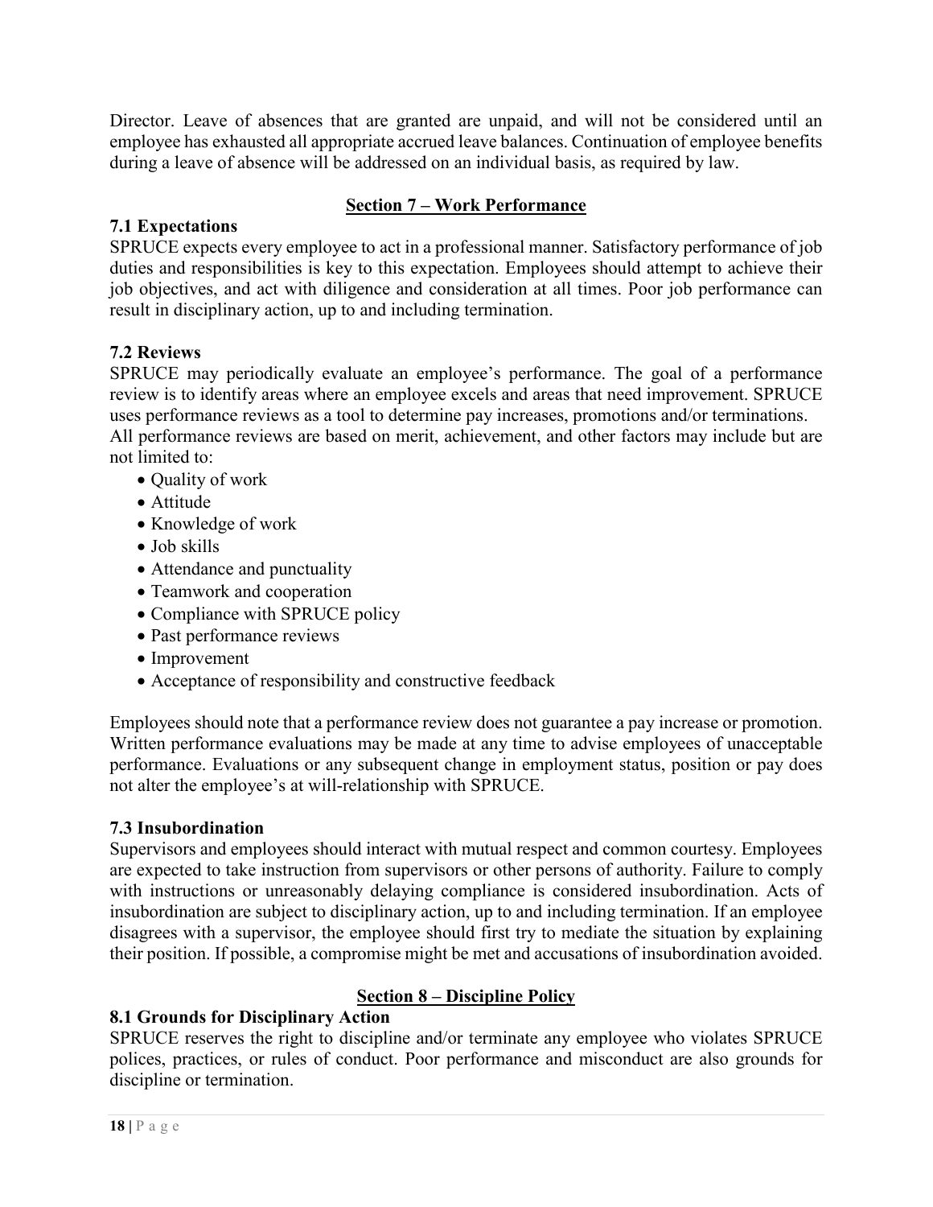Director. Leave of absences that are granted are unpaid, and will not be considered until an employee has exhausted all appropriate accrued leave balances. Continuation of employee benefits during a leave of absence will be addressed on an individual basis, as required by law.

## Section 7 – Work Performance

### 7.1 Expectations

SPRUCE expects every employee to act in a professional manner. Satisfactory performance of job duties and responsibilities is key to this expectation. Employees should attempt to achieve their job objectives, and act with diligence and consideration at all times. Poor job performance can result in disciplinary action, up to and including termination.

### 7.2 Reviews

SPRUCE may periodically evaluate an employee's performance. The goal of a performance review is to identify areas where an employee excels and areas that need improvement. SPRUCE uses performance reviews as a tool to determine pay increases, promotions and/or terminations. All performance reviews are based on merit, achievement, and other factors may include but are not limited to:

- Quality of work
- Attitude
- Knowledge of work
- Job skills
- Attendance and punctuality
- Teamwork and cooperation
- Compliance with SPRUCE policy
- Past performance reviews
- Improvement
- Acceptance of responsibility and constructive feedback

Employees should note that a performance review does not guarantee a pay increase or promotion. Written performance evaluations may be made at any time to advise employees of unacceptable performance. Evaluations or any subsequent change in employment status, position or pay does not alter the employee's at will-relationship with SPRUCE.

### 7.3 Insubordination

Supervisors and employees should interact with mutual respect and common courtesy. Employees are expected to take instruction from supervisors or other persons of authority. Failure to comply with instructions or unreasonably delaying compliance is considered insubordination. Acts of insubordination are subject to disciplinary action, up to and including termination. If an employee disagrees with a supervisor, the employee should first try to mediate the situation by explaining their position. If possible, a compromise might be met and accusations of insubordination avoided.

## Section 8 – Discipline Policy

### 8.1 Grounds for Disciplinary Action

SPRUCE reserves the right to discipline and/or terminate any employee who violates SPRUCE polices, practices, or rules of conduct. Poor performance and misconduct are also grounds for discipline or termination.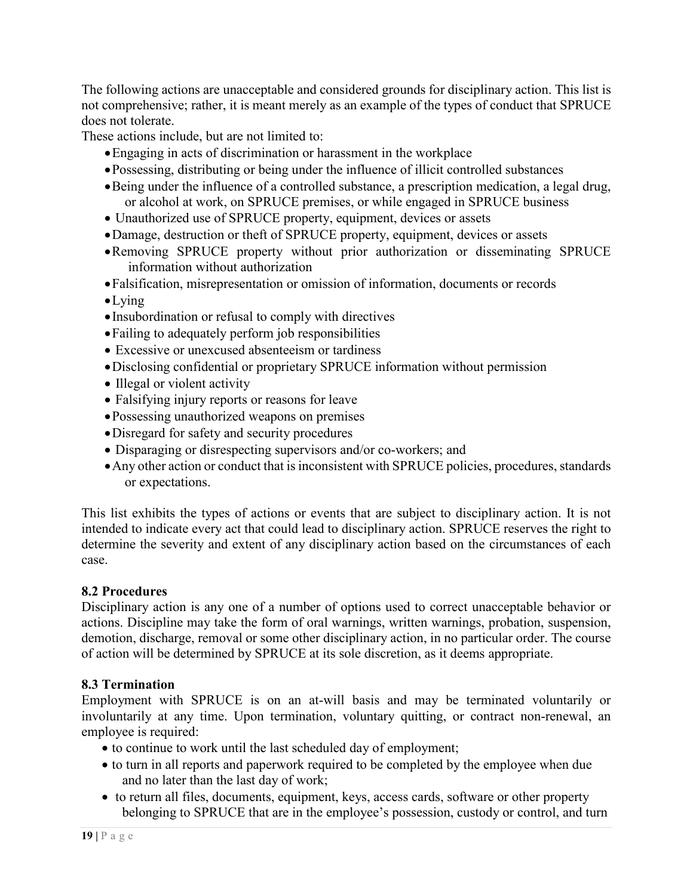The following actions are unacceptable and considered grounds for disciplinary action. This list is not comprehensive; rather, it is meant merely as an example of the types of conduct that SPRUCE does not tolerate.

These actions include, but are not limited to:

- Engaging in acts of discrimination or harassment in the workplace
- Possessing, distributing or being under the influence of illicit controlled substances
- Being under the influence of a controlled substance, a prescription medication, a legal drug, or alcohol at work, on SPRUCE premises, or while engaged in SPRUCE business
- Unauthorized use of SPRUCE property, equipment, devices or assets
- Damage, destruction or theft of SPRUCE property, equipment, devices or assets
- Removing SPRUCE property without prior authorization or disseminating SPRUCE information without authorization
- Falsification, misrepresentation or omission of information, documents or records
- Lying
- Insubordination or refusal to comply with directives
- Failing to adequately perform job responsibilities
- Excessive or unexcused absenteeism or tardiness
- Disclosing confidential or proprietary SPRUCE information without permission
- Illegal or violent activity
- Falsifying injury reports or reasons for leave
- Possessing unauthorized weapons on premises
- Disregard for safety and security procedures
- Disparaging or disrespecting supervisors and/or co-workers; and
- Any other action or conduct that is inconsistent with SPRUCE policies, procedures, standards or expectations.

This list exhibits the types of actions or events that are subject to disciplinary action. It is not intended to indicate every act that could lead to disciplinary action. SPRUCE reserves the right to determine the severity and extent of any disciplinary action based on the circumstances of each case.

### 8.2 Procedures

Disciplinary action is any one of a number of options used to correct unacceptable behavior or actions. Discipline may take the form of oral warnings, written warnings, probation, suspension, demotion, discharge, removal or some other disciplinary action, in no particular order. The course of action will be determined by SPRUCE at its sole discretion, as it deems appropriate.

### 8.3 Termination

Employment with SPRUCE is on an at-will basis and may be terminated voluntarily or involuntarily at any time. Upon termination, voluntary quitting, or contract non-renewal, an employee is required:

- to continue to work until the last scheduled day of employment;
- to turn in all reports and paperwork required to be completed by the employee when due and no later than the last day of work;
- to return all files, documents, equipment, keys, access cards, software or other property belonging to SPRUCE that are in the employee's possession, custody or control, and turn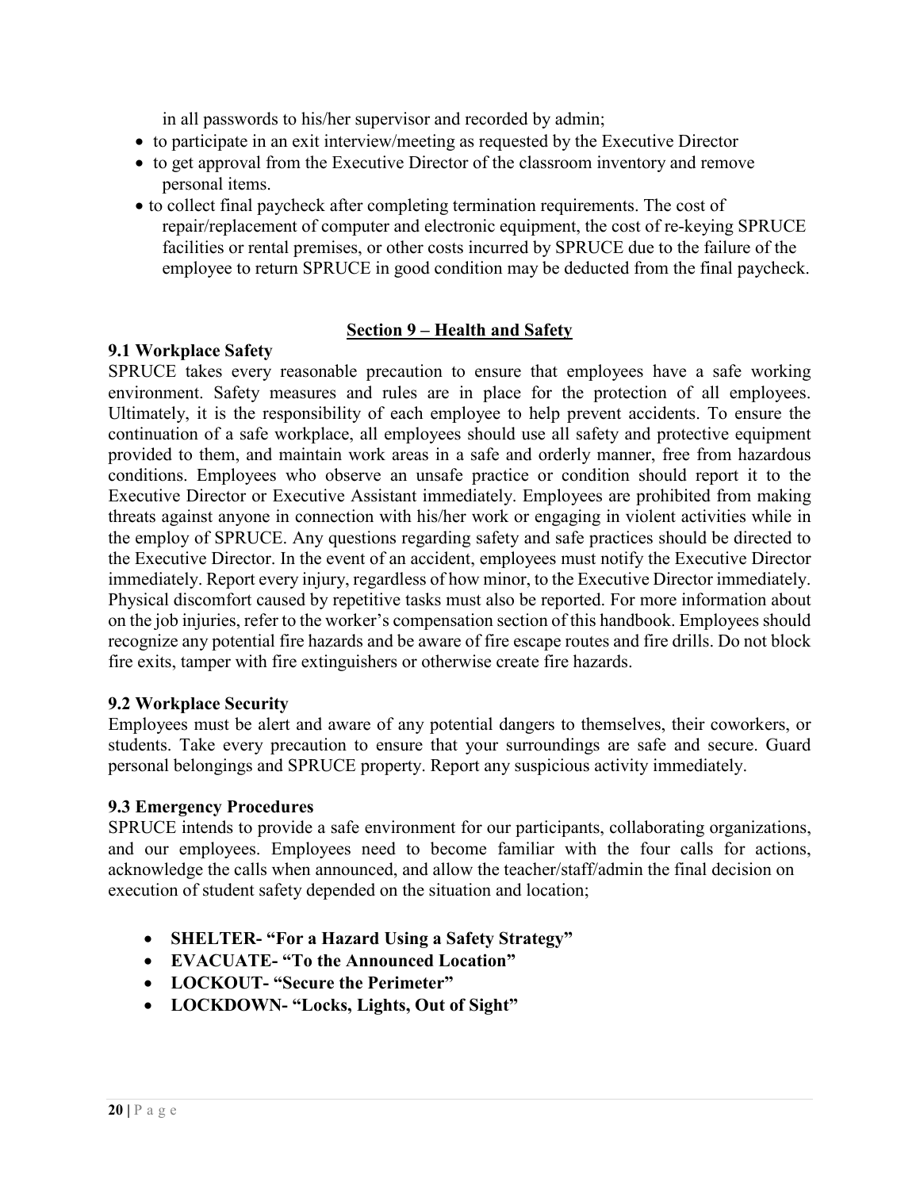in all passwords to his/her supervisor and recorded by admin;

- to participate in an exit interview/meeting as requested by the Executive Director
- to get approval from the Executive Director of the classroom inventory and remove personal items.
- to collect final paycheck after completing termination requirements. The cost of repair/replacement of computer and electronic equipment, the cost of re-keying SPRUCE facilities or rental premises, or other costs incurred by SPRUCE due to the failure of the employee to return SPRUCE in good condition may be deducted from the final paycheck.

## Section 9 – Health and Safety

### 9.1 Workplace Safety

SPRUCE takes every reasonable precaution to ensure that employees have a safe working environment. Safety measures and rules are in place for the protection of all employees. Ultimately, it is the responsibility of each employee to help prevent accidents. To ensure the continuation of a safe workplace, all employees should use all safety and protective equipment provided to them, and maintain work areas in a safe and orderly manner, free from hazardous conditions. Employees who observe an unsafe practice or condition should report it to the Executive Director or Executive Assistant immediately. Employees are prohibited from making threats against anyone in connection with his/her work or engaging in violent activities while in the employ of SPRUCE. Any questions regarding safety and safe practices should be directed to the Executive Director. In the event of an accident, employees must notify the Executive Director immediately. Report every injury, regardless of how minor, to the Executive Director immediately. Physical discomfort caused by repetitive tasks must also be reported. For more information about on the job injuries, refer to the worker's compensation section of this handbook. Employees should recognize any potential fire hazards and be aware of fire escape routes and fire drills. Do not block fire exits, tamper with fire extinguishers or otherwise create fire hazards.

### 9.2 Workplace Security

Employees must be alert and aware of any potential dangers to themselves, their coworkers, or students. Take every precaution to ensure that your surroundings are safe and secure. Guard personal belongings and SPRUCE property. Report any suspicious activity immediately.

### 9.3 Emergency Procedures

SPRUCE intends to provide a safe environment for our participants, collaborating organizations, and our employees. Employees need to become familiar with the four calls for actions, acknowledge the calls when announced, and allow the teacher/staff/admin the final decision on execution of student safety depended on the situation and location;

- **SHELTER- "For a Hazard Using a Safety Strategy"**
- **EVACUATE- "To the Announced Location"**
- **LOCKOUT- "Secure the Perimeter"**
- **LOCKDOWN- "Locks, Lights, Out of Sight"**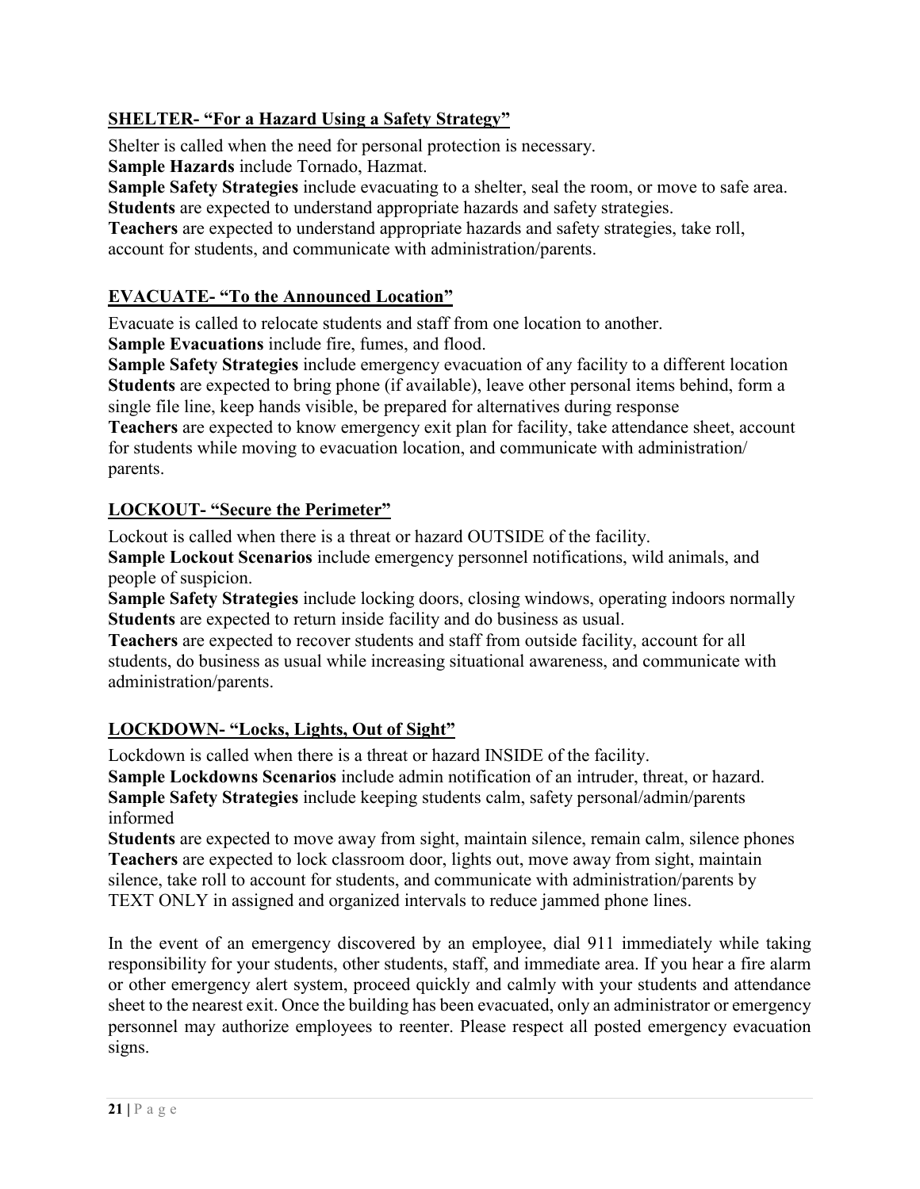**SHELTER- "For a Hazard Using a Safety Strategy"**

Shelter is called when the need for personal protection is necessary.
**Sample Hazards** include Tornado, Hazmat.
**Sample Safety Strategies** include evacuating to a shelter, seal the room, or move to safe area.
**Students** are expected to understand appropriate hazards and safety strategies.
**Teachers** are expected to understand appropriate hazards and safety strategies, take roll, account for students, and communicate with administration/parents.

**EVACUATE- "To the Announced Location"**

Evacuate is called to relocate students and staff from one location to another.
**Sample Evacuations** include fire, fumes, and flood.
**Sample Safety Strategies** include emergency evacuation of any facility to a different location
**Students** are expected to bring phone (if available), leave other personal items behind, form a single file line, keep hands visible, be prepared for alternatives during response
**Teachers** are expected to know emergency exit plan for facility, take attendance sheet, account for students while moving to evacuation location, and communicate with administration/ parents.

**LOCKOUT- "Secure the Perimeter"**

Lockout is called when there is a threat or hazard OUTSIDE of the facility.
**Sample Lockout Scenarios** include emergency personnel notifications, wild animals, and people of suspicion.
**Sample Safety Strategies** include locking doors, closing windows, operating indoors normally
**Students** are expected to return inside facility and do business as usual.
**Teachers** are expected to recover students and staff from outside facility, account for all students, do business as usual while increasing situational awareness, and communicate with administration/parents.

**LOCKDOWN- "Locks, Lights, Out of Sight"**

Lockdown is called when there is a threat or hazard INSIDE of the facility.
**Sample Lockdowns Scenarios** include admin notification of an intruder, threat, or hazard.
**Sample Safety Strategies** include keeping students calm, safety personal/admin/parents informed
**Students** are expected to move away from sight, maintain silence, remain calm, silence phones
**Teachers** are expected to lock classroom door, lights out, move away from sight, maintain silence, take roll to account for students, and communicate with administration/parents by TEXT ONLY in assigned and organized intervals to reduce jammed phone lines.

In the event of an emergency discovered by an employee, dial 911 immediately while taking responsibility for your students, other students, staff, and immediate area. If you hear a fire alarm or other emergency alert system, proceed quickly and calmly with your students and attendance sheet to the nearest exit. Once the building has been evacuated, only an administrator or emergency personnel may authorize employees to reenter. Please respect all posted emergency evacuation signs.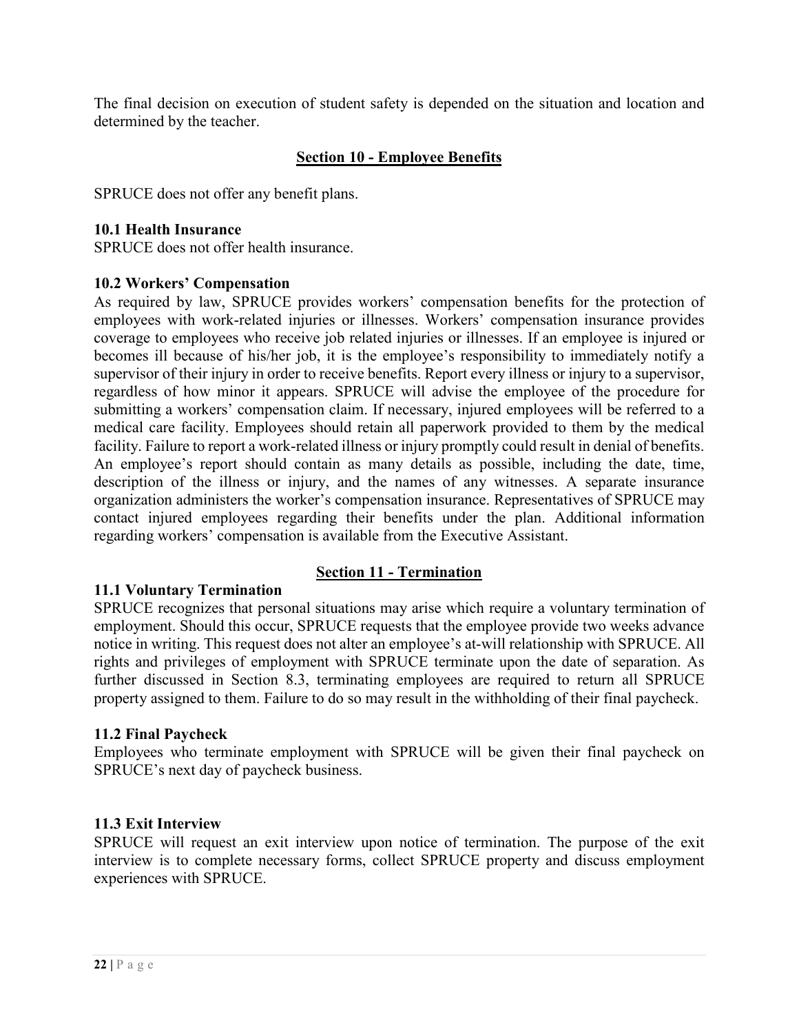The final decision on execution of student safety is depended on the situation and location and determined by the teacher.

## Section 10 - Employee Benefits

SPRUCE does not offer any benefit plans.

### 10.1 Health Insurance

SPRUCE does not offer health insurance.

### 10.2 Workers' Compensation

As required by law, SPRUCE provides workers' compensation benefits for the protection of employees with work-related injuries or illnesses. Workers' compensation insurance provides coverage to employees who receive job related injuries or illnesses. If an employee is injured or becomes ill because of his/her job, it is the employee's responsibility to immediately notify a supervisor of their injury in order to receive benefits. Report every illness or injury to a supervisor, regardless of how minor it appears. SPRUCE will advise the employee of the procedure for submitting a workers' compensation claim. If necessary, injured employees will be referred to a medical care facility. Employees should retain all paperwork provided to them by the medical facility. Failure to report a work-related illness or injury promptly could result in denial of benefits. An employee's report should contain as many details as possible, including the date, time, description of the illness or injury, and the names of any witnesses. A separate insurance organization administers the worker's compensation insurance. Representatives of SPRUCE may contact injured employees regarding their benefits under the plan. Additional information regarding workers' compensation is available from the Executive Assistant.

## Section 11 - Termination

### 11.1 Voluntary Termination

SPRUCE recognizes that personal situations may arise which require a voluntary termination of employment. Should this occur, SPRUCE requests that the employee provide two weeks advance notice in writing. This request does not alter an employee's at-will relationship with SPRUCE. All rights and privileges of employment with SPRUCE terminate upon the date of separation. As further discussed in Section 8.3, terminating employees are required to return all SPRUCE property assigned to them. Failure to do so may result in the withholding of their final paycheck.

### 11.2 Final Paycheck

Employees who terminate employment with SPRUCE will be given their final paycheck on SPRUCE's next day of paycheck business.

### 11.3 Exit Interview

SPRUCE will request an exit interview upon notice of termination. The purpose of the exit interview is to complete necessary forms, collect SPRUCE property and discuss employment experiences with SPRUCE.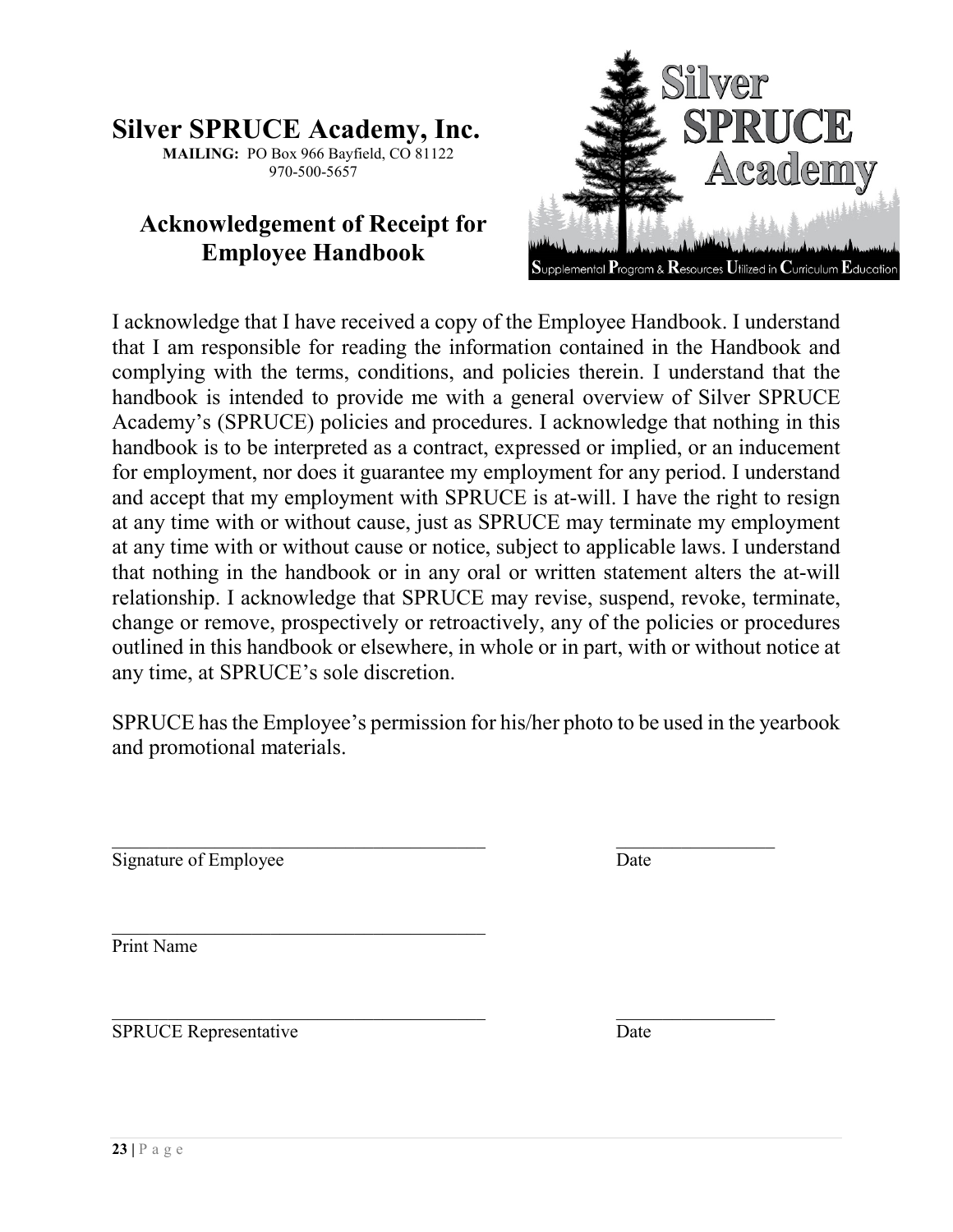# Silver SPRUCE Academy, Inc.

**MAILING:** PO Box 966 Bayfield, CO 81122
970-500-5657

Silver SPRUCE Academy

Supplemental Program & Resources Utilized in Curriculum Education

## Acknowledgement of Receipt for Employee Handbook

I acknowledge that I have received a copy of the Employee Handbook. I understand that I am responsible for reading the information contained in the Handbook and complying with the terms, conditions, and policies therein. I understand that the handbook is intended to provide me with a general overview of Silver SPRUCE Academy's (SPRUCE) policies and procedures. I acknowledge that nothing in this handbook is to be interpreted as a contract, expressed or implied, or an inducement for employment, nor does it guarantee my employment for any period. I understand and accept that my employment with SPRUCE is at-will. I have the right to resign at any time with or without cause, just as SPRUCE may terminate my employment at any time with or without cause or notice, subject to applicable laws. I understand that nothing in the handbook or in any oral or written statement alters the at-will relationship. I acknowledge that SPRUCE may revise, suspend, revoke, terminate, change or remove, prospectively or retroactively, any of the policies or procedures outlined in this handbook or elsewhere, in whole or in part, with or without notice at any time, at SPRUCE's sole discretion.

SPRUCE has the Employee's permission for his/her photo to be used in the yearbook and promotional materials.

_________________________________________ ________________
Signature of Employee Date

_________________________________________
Print Name

_________________________________________ ________________
SPRUCE Representative Date